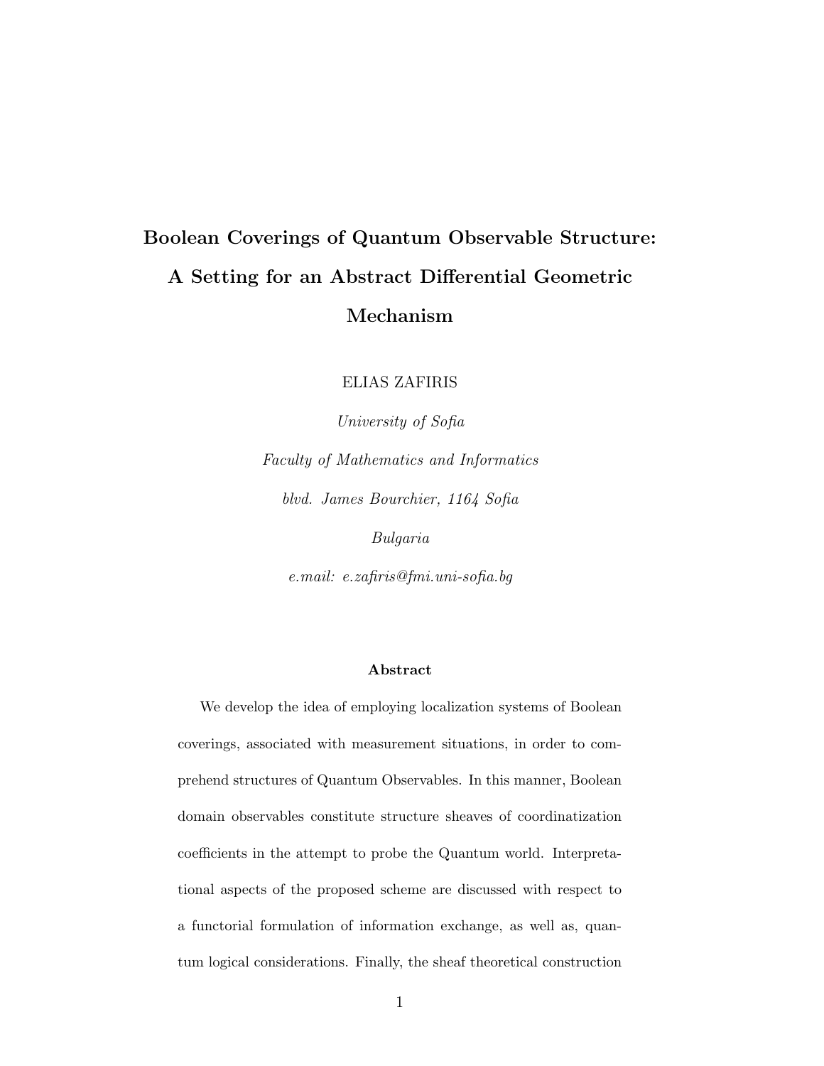# Boolean Coverings of Quantum Observable Structure: A Setting for an Abstract Differential Geometric Mechanism

ELIAS ZAFIRIS

*University of Sofia*

*Faculty of Mathematics and Informatics*

*blvd. James Bourchier, 1164 Sofia*

*Bulgaria*

*e.mail: e.zafiris@fmi.uni-sofia.bg*

### Abstract

We develop the idea of employing localization systems of Boolean coverings, associated with measurement situations, in order to comprehend structures of Quantum Observables. In this manner, Boolean domain observables constitute structure sheaves of coordinatization coefficients in the attempt to probe the Quantum world. Interpretational aspects of the proposed scheme are discussed with respect to a functorial formulation of information exchange, as well as, quantum logical considerations. Finally, the sheaf theoretical construction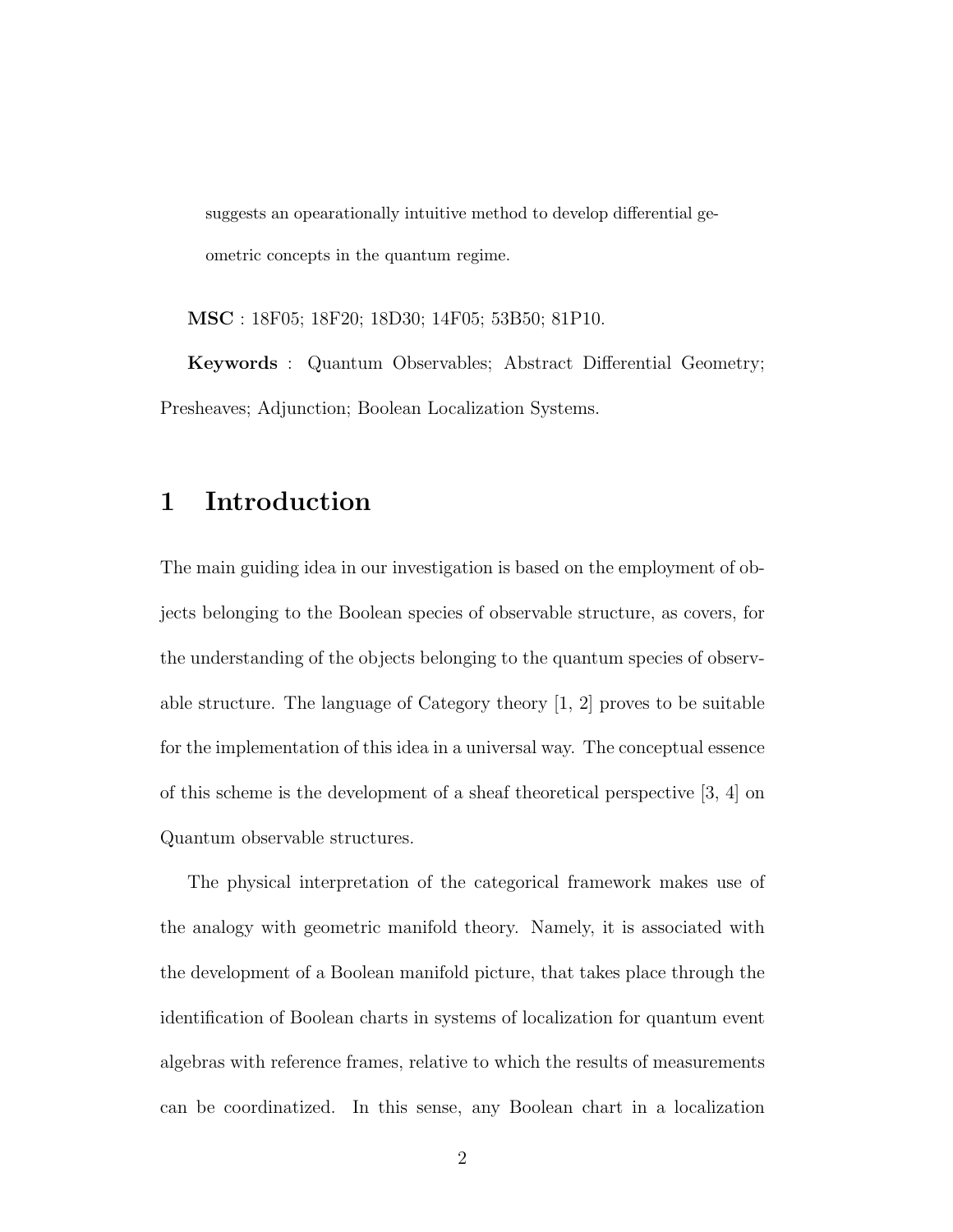suggests an opearationally intuitive method to develop differential geometric concepts in the quantum regime.

**MSC** : 18F05; 18F20; 18D30; 14F05; 53B50; 81P10.

**Keywords** : Quantum Observables; Abstract Differential Geometry; Presheaves; Adjunction; Boolean Localization Systems.

# 1 Introduction

The main guiding idea in our investigation is based on the employment of objects belonging to the Boolean species of observable structure, as covers, for the understanding of the objects belonging to the quantum species of observable structure. The language of Category theory [1, 2] proves to be suitable for the implementation of this idea in a universal way. The conceptual essence of this scheme is the development of a sheaf theoretical perspective [3, 4] on Quantum observable structures.

The physical interpretation of the categorical framework makes use of the analogy with geometric manifold theory. Namely, it is associated with the development of a Boolean manifold picture, that takes place through the identification of Boolean charts in systems of localization for quantum event algebras with reference frames, relative to which the results of measurements can be coordinatized. In this sense, any Boolean chart in a localization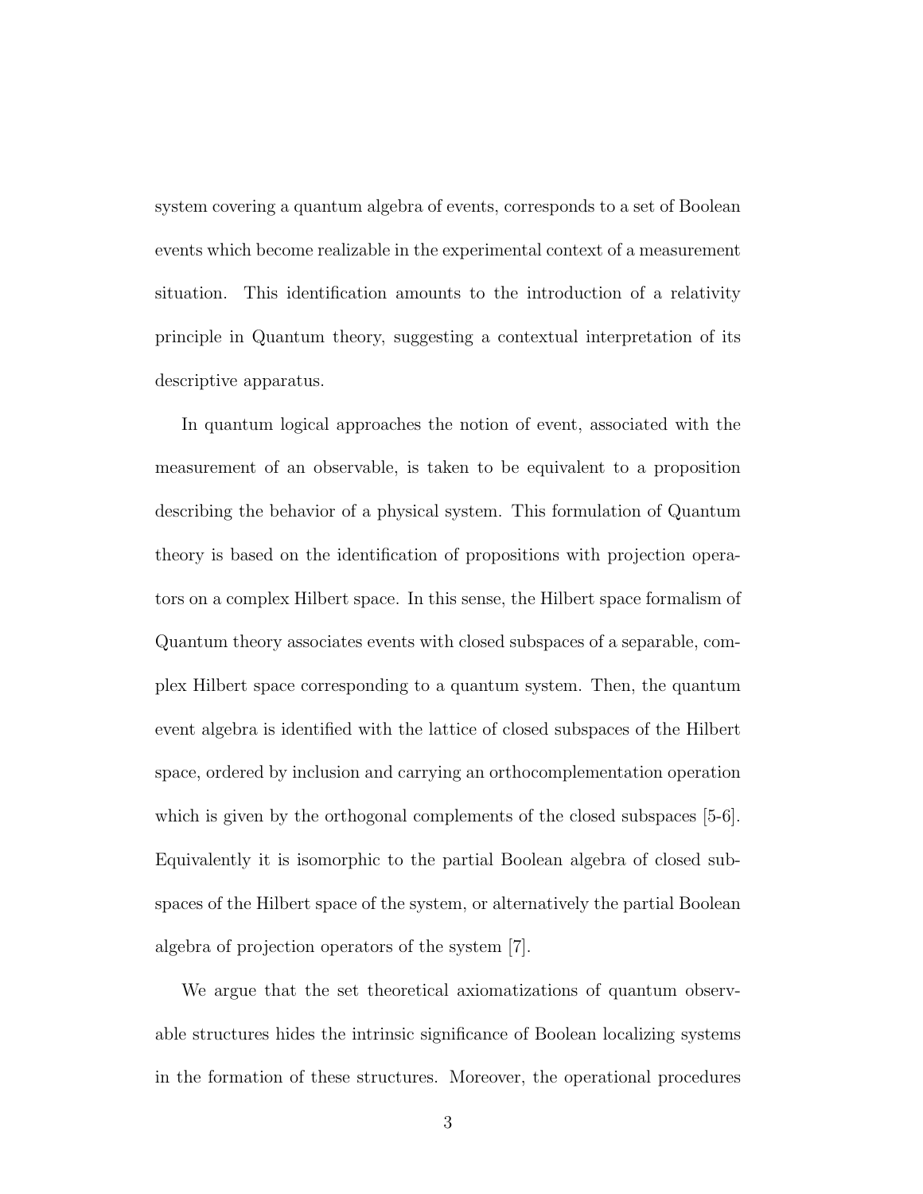system covering a quantum algebra of events, corresponds to a set of Boolean events which become realizable in the experimental context of a measurement situation. This identification amounts to the introduction of a relativity principle in Quantum theory, suggesting a contextual interpretation of its descriptive apparatus.

In quantum logical approaches the notion of event, associated with the measurement of an observable, is taken to be equivalent to a proposition describing the behavior of a physical system. This formulation of Quantum theory is based on the identification of propositions with projection operators on a complex Hilbert space. In this sense, the Hilbert space formalism of Quantum theory associates events with closed subspaces of a separable, complex Hilbert space corresponding to a quantum system. Then, the quantum event algebra is identified with the lattice of closed subspaces of the Hilbert space, ordered by inclusion and carrying an orthocomplementation operation which is given by the orthogonal complements of the closed subspaces [5-6]. Equivalently it is isomorphic to the partial Boolean algebra of closed subspaces of the Hilbert space of the system, or alternatively the partial Boolean algebra of projection operators of the system [7].

We argue that the set theoretical axiomatizations of quantum observable structures hides the intrinsic significance of Boolean localizing systems in the formation of these structures. Moreover, the operational procedures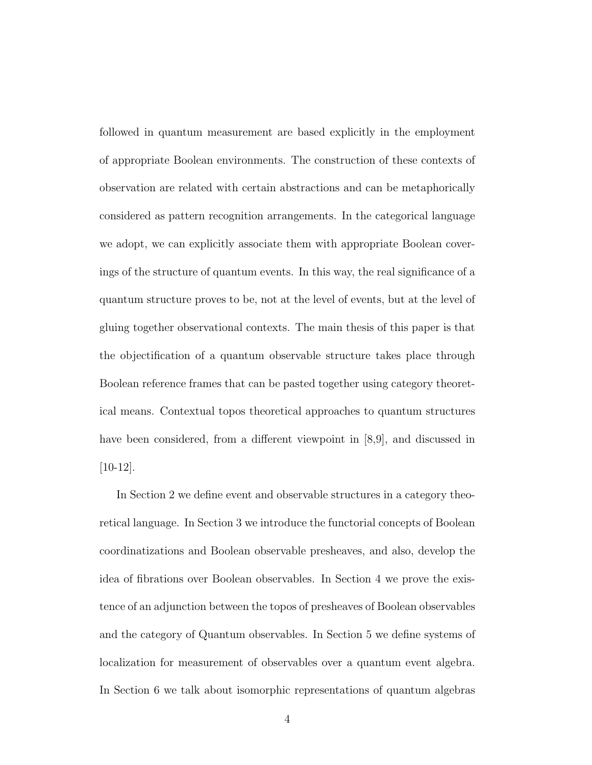followed in quantum measurement are based explicitly in the employment of appropriate Boolean environments. The construction of these contexts of observation are related with certain abstractions and can be metaphorically considered as pattern recognition arrangements. In the categorical language we adopt, we can explicitly associate them with appropriate Boolean coverings of the structure of quantum events. In this way, the real significance of a quantum structure proves to be, not at the level of events, but at the level of gluing together observational contexts. The main thesis of this paper is that the objectification of a quantum observable structure takes place through Boolean reference frames that can be pasted together using category theoretical means. Contextual topos theoretical approaches to quantum structures have been considered, from a different viewpoint in [8,9], and discussed in [10-12].

In Section 2 we define event and observable structures in a category theoretical language. In Section 3 we introduce the functorial concepts of Boolean coordinatizations and Boolean observable presheaves, and also, develop the idea of fibrations over Boolean observables. In Section 4 we prove the existence of an adjunction between the topos of presheaves of Boolean observables and the category of Quantum observables. In Section 5 we define systems of localization for measurement of observables over a quantum event algebra. In Section 6 we talk about isomorphic representations of quantum algebras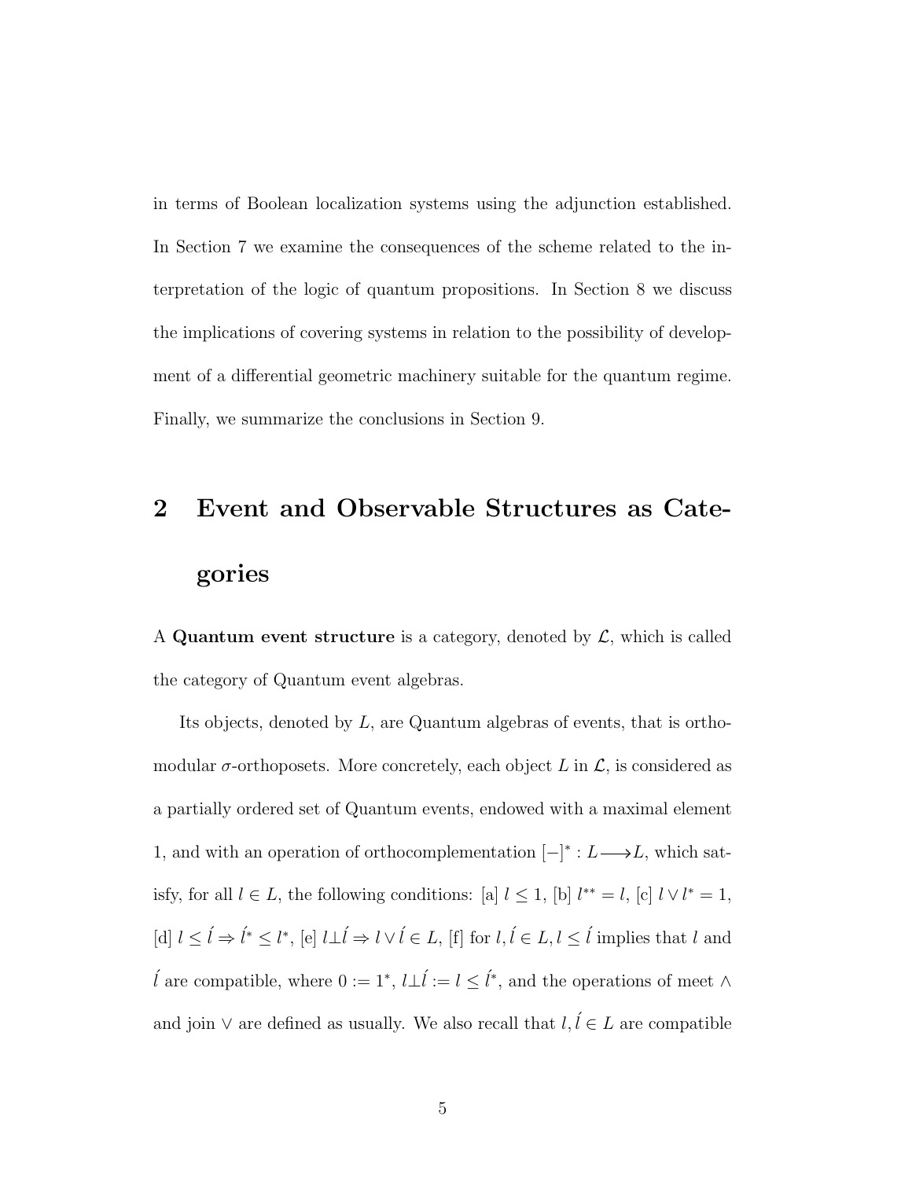in terms of Boolean localization systems using the adjunction established. In Section 7 we examine the consequences of the scheme related to the interpretation of the logic of quantum propositions. In Section 8 we discuss the implications of covering systems in relation to the possibility of development of a differential geometric machinery suitable for the quantum regime. Finally, we summarize the conclusions in Section 9.

# 2 Event and Observable Structures as Categories

A **Quantum event structure** is a category, denoted by $\mathcal{L}$, which is called the category of Quantum event algebras.

Its objects, denoted by $L$, are Quantum algebras of events, that is orthomodular $\sigma$-orthoposets. More concretely, each object $L$ in $\mathcal{L}$, is considered as a partially ordered set of Quantum events, endowed with a maximal element 1, and with an operation of orthocomplementation $[-]^* : L \longrightarrow L$, which satisfy, for all $l \in L$, the following conditions: [a] $l \leq 1$, [b] $l^{**} = l$, [c] $l \vee l^* = 1$, [d] $l \leq \acute{l} \Rightarrow \acute{l}^* \leq l^*$, [e] $l \bot \acute{l} \Rightarrow l \vee \acute{l} \in L$, [f] for $l, \acute{l} \in L, l \leq \acute{l}$ implies that $l$ and $\acute{l}$ are compatible, where $0 := 1^*$, $l \bot \acute{l} := l \leq \acute{l}^*$, and the operations of meet $\wedge$ and join $\vee$ are defined as usually. We also recall that $l, \acute{l} \in L$ are compatible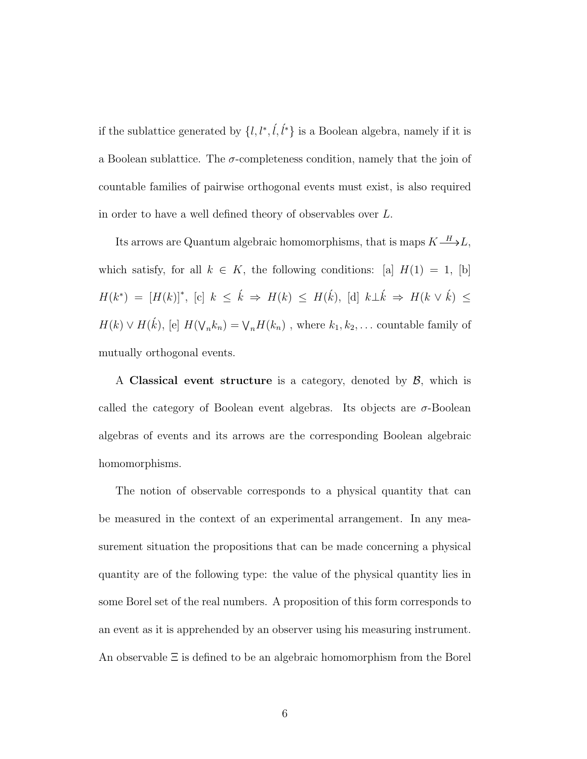if the sublattice generated by $\{l, l^*, \acute{l}, \acute{l}^*\}$ is a Boolean algebra, namely if it is a Boolean sublattice. The $\sigma$-completeness condition, namely that the join of countable families of pairwise orthogonal events must exist, is also required in order to have a well defined theory of observables over $L$.

Its arrows are Quantum algebraic homomorphisms, that is maps $K \xrightarrow{H} L$, which satisfy, for all $k \in K$, the following conditions: [a] $H(1) = 1$, [b] $H(k^*) = [H(k)]^*$, [c] $k \leq \acute{k} \Rightarrow H(k) \leq H(\acute{k})$, [d] $k \perp \acute{k} \Rightarrow H(k \vee \acute{k}) \leq H(k) \vee H(\acute{k})$, [e] $H(\bigvee_n k_n) = \bigvee_n H(k_n)$ , where $k_1, k_2, \ldots$ countable family of mutually orthogonal events.

A **Classical event structure** is a category, denoted by $\mathcal{B}$, which is called the category of Boolean event algebras. Its objects are $\sigma$-Boolean algebras of events and its arrows are the corresponding Boolean algebraic homomorphisms.

The notion of observable corresponds to a physical quantity that can be measured in the context of an experimental arrangement. In any measurement situation the propositions that can be made concerning a physical quantity are of the following type: the value of the physical quantity lies in some Borel set of the real numbers. A proposition of this form corresponds to an event as it is apprehended by an observer using his measuring instrument. An observable $\Xi$ is defined to be an algebraic homomorphism from the Borel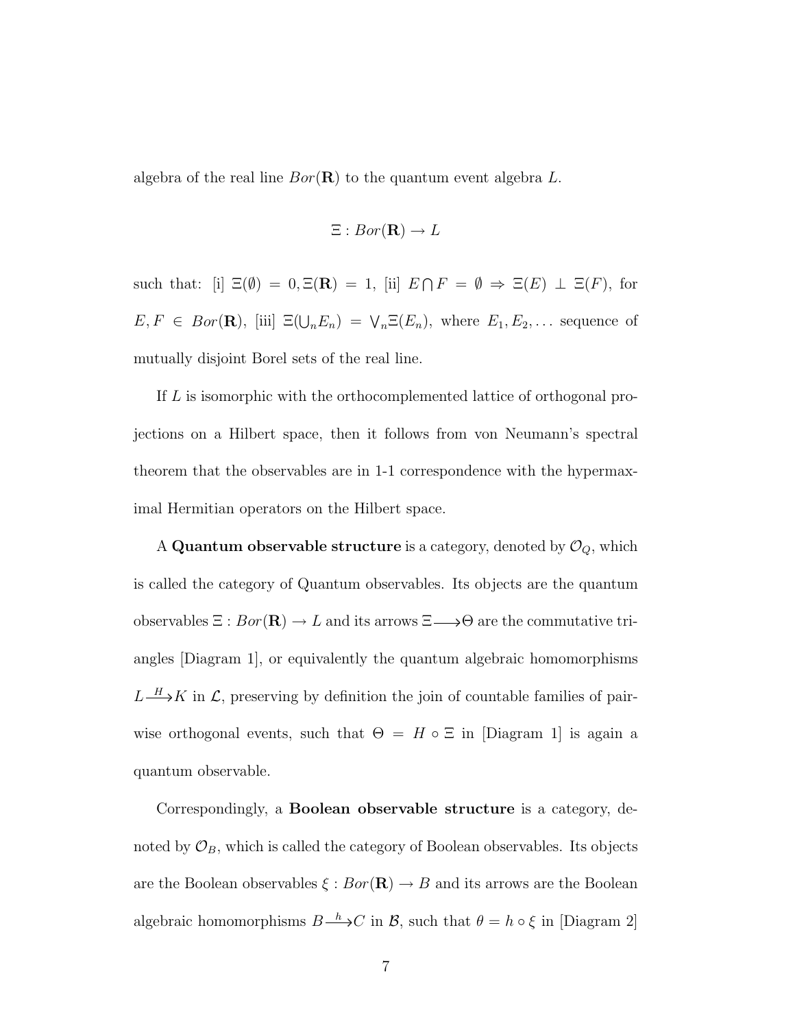algebra of the real line $Bor(\mathbf{R})$ to the quantum event algebra $L$.

$$\Xi : Bor(\mathbf{R}) \to L$$

such that: [i] $\Xi(\emptyset) = 0, \Xi(\mathbf{R}) = 1$, [ii] $E \bigcap F = \emptyset \Rightarrow \Xi(E) \perp \Xi(F)$, for $E, F \in Bor(\mathbf{R})$, [iii] $\Xi(\bigcup_n E_n) = \bigvee_n \Xi(E_n)$, where $E_1, E_2, \ldots$ sequence of mutually disjoint Borel sets of the real line.

If $L$ is isomorphic with the orthocomplemented lattice of orthogonal projections on a Hilbert space, then it follows from von Neumann's spectral theorem that the observables are in 1-1 correspondence with the hypermaximal Hermitian operators on the Hilbert space.

A **Quantum observable structure** is a category, denoted by $\mathcal{O}_Q$, which is called the category of Quantum observables. Its objects are the quantum observables $\Xi : Bor(\mathbf{R}) \to L$ and its arrows $\Xi \longrightarrow \Theta$ are the commutative triangles [Diagram 1], or equivalently the quantum algebraic homomorphisms $L \xrightarrow{H} K$ in $\mathcal{L}$, preserving by definition the join of countable families of pairwise orthogonal events, such that $\Theta = H \circ \Xi$ in [Diagram 1] is again a quantum observable.

Correspondingly, a **Boolean observable structure** is a category, denoted by $\mathcal{O}_B$, which is called the category of Boolean observables. Its objects are the Boolean observables $\xi : Bor(\mathbf{R}) \to B$ and its arrows are the Boolean algebraic homomorphisms $B \xrightarrow{h} C$ in $\mathcal{B}$, such that $\theta = h \circ \xi$ in [Diagram 2]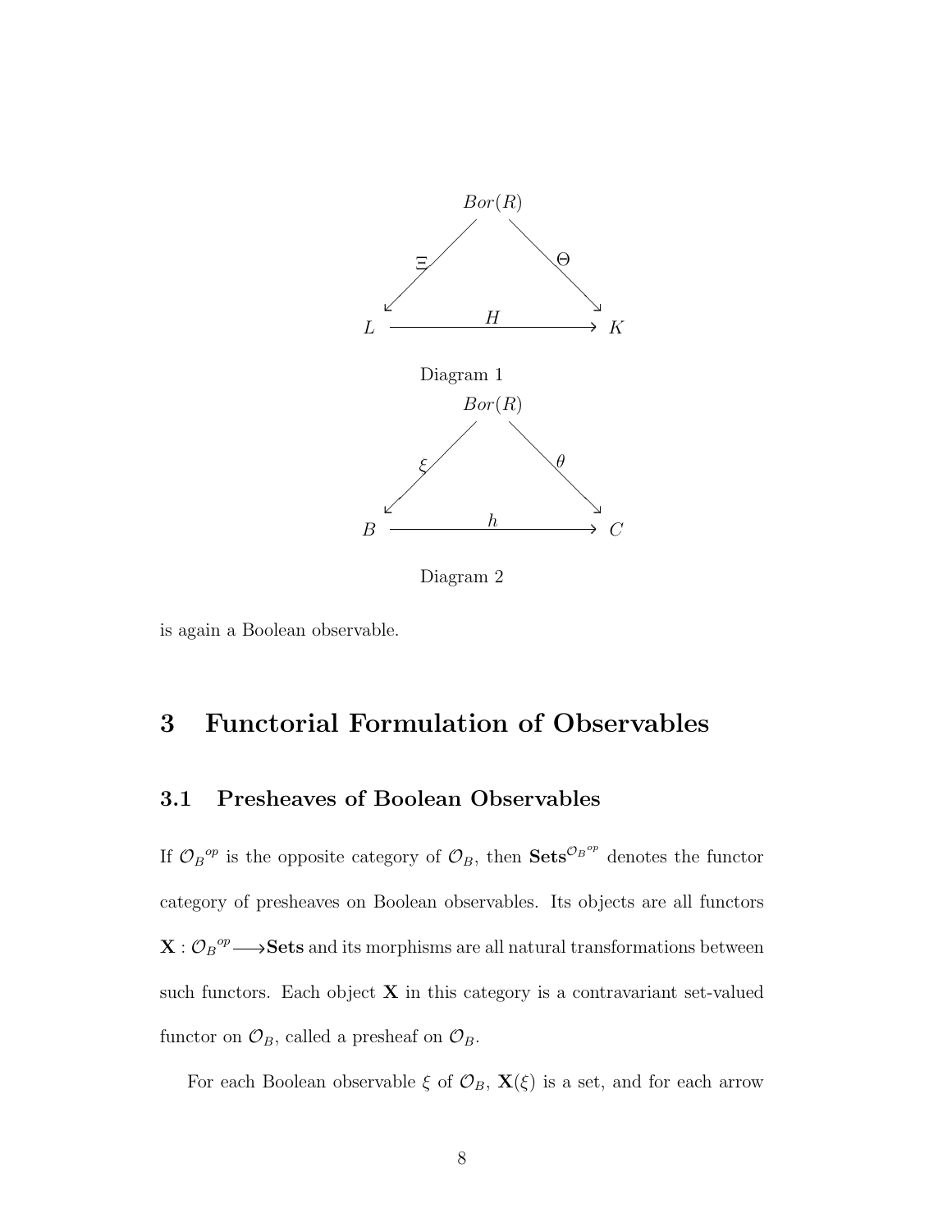$$\begin{array}{ccc} & Bor(R) & \\ \Xi \swarrow & & \searrow \Theta \\ L & \xrightarrow{\quad H \quad} & K \end{array}$$

Diagram 1

$$\begin{array}{ccc} & Bor(R) & \\ \xi \swarrow & & \searrow \theta \\ B & \xrightarrow{\quad h \quad} & C \end{array}$$

Diagram 2

is again a Boolean observable.

# 3 Functorial Formulation of Observables

## 3.1 Presheaves of Boolean Observables

If ${\mathcal{O}_B}^{op}$ is the opposite category of $\mathcal{O}_B$, then $\mathbf{Sets}^{{\mathcal{O}_B}^{op}}$ denotes the functor category of presheaves on Boolean observables. Its objects are all functors $\mathbf{X} : {\mathcal{O}_B}^{op} \longrightarrow \mathbf{Sets}$ and its morphisms are all natural transformations between such functors. Each object $\mathbf{X}$ in this category is a contravariant set-valued functor on $\mathcal{O}_B$, called a presheaf on $\mathcal{O}_B$.

For each Boolean observable $\xi$ of $\mathcal{O}_B$, $\mathbf{X}(\xi)$ is a set, and for each arrow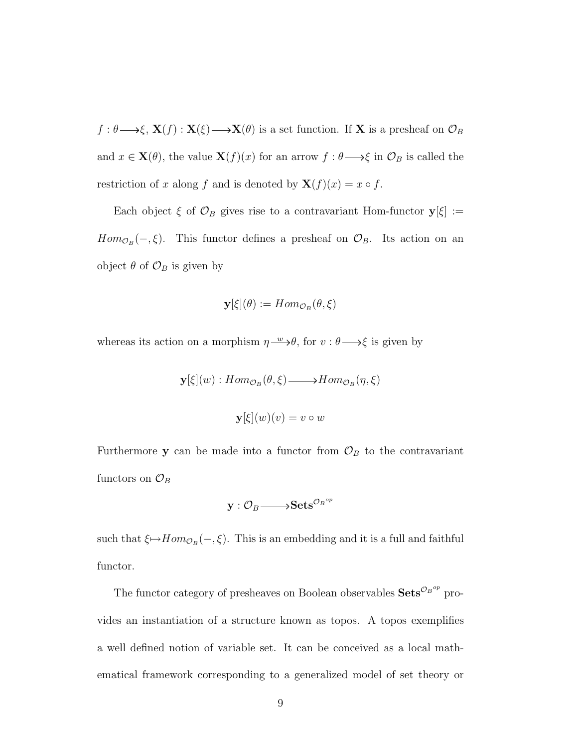$f : \theta \longrightarrow \xi$, $\mathbf{X}(f) : \mathbf{X}(\xi) \longrightarrow \mathbf{X}(\theta)$ is a set function. If $\mathbf{X}$ is a presheaf on $\mathcal{O}_B$ and $x \in \mathbf{X}(\theta)$, the value $\mathbf{X}(f)(x)$ for an arrow $f : \theta \longrightarrow \xi$ in $\mathcal{O}_B$ is called the restriction of $x$ along $f$ and is denoted by $\mathbf{X}(f)(x) = x \circ f$.

Each object $\xi$ of $\mathcal{O}_B$ gives rise to a contravariant Hom-functor $\mathbf{y}[\xi] := Hom_{\mathcal{O}_B}(-, \xi)$. This functor defines a presheaf on $\mathcal{O}_B$. Its action on an object $\theta$ of $\mathcal{O}_B$ is given by

$$\mathbf{y}[\xi](\theta) := Hom_{\mathcal{O}_B}(\theta, \xi)$$

whereas its action on a morphism $\eta \xrightarrow{w} \theta$, for $v : \theta \longrightarrow \xi$ is given by

$$\mathbf{y}[\xi](w) : Hom_{\mathcal{O}_B}(\theta, \xi) \longrightarrow Hom_{\mathcal{O}_B}(\eta, \xi)$$

$$\mathbf{y}[\xi](w)(v) = v \circ w$$

Furthermore $\mathbf{y}$ can be made into a functor from $\mathcal{O}_B$ to the contravariant functors on $\mathcal{O}_B$

$$\mathbf{y} : \mathcal{O}_B \longrightarrow \mathbf{Sets}^{\mathcal{O}_B{}^{op}}$$

such that $\xi \mapsto Hom_{\mathcal{O}_B}(-, \xi)$. This is an embedding and it is a full and faithful functor.

The functor category of presheaves on Boolean observables $\mathbf{Sets}^{\mathcal{O}_B{}^{op}}$ provides an instantiation of a structure known as topos. A topos exemplifies a well defined notion of variable set. It can be conceived as a local mathematical framework corresponding to a generalized model of set theory or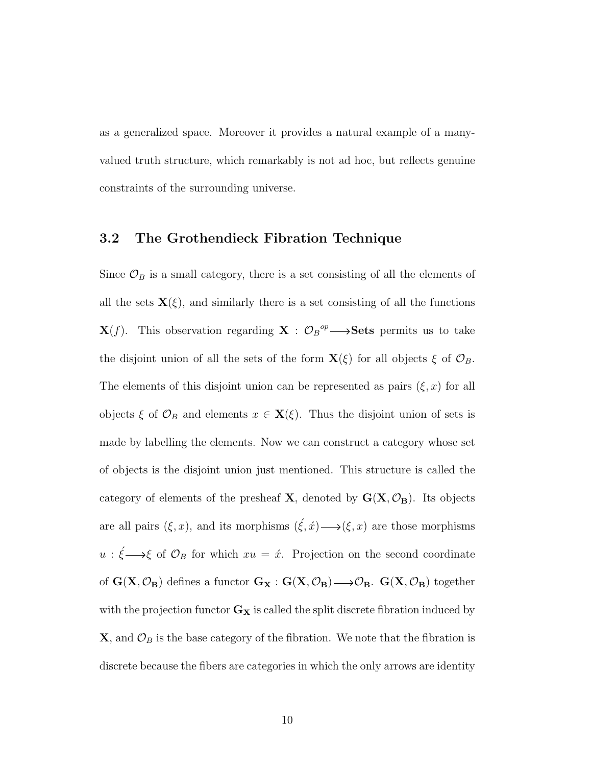as a generalized space. Moreover it provides a natural example of a many-valued truth structure, which remarkably is not ad hoc, but reflects genuine constraints of the surrounding universe.

### 3.2 The Grothendieck Fibration Technique

Since $\mathcal{O}_B$ is a small category, there is a set consisting of all the elements of all the sets $\mathbf{X}(\xi)$, and similarly there is a set consisting of all the functions $\mathbf{X}(f)$. This observation regarding $\mathbf{X} : {\mathcal{O}_B}^{op} \longrightarrow \mathbf{Sets}$ permits us to take the disjoint union of all the sets of the form $\mathbf{X}(\xi)$ for all objects $\xi$ of $\mathcal{O}_B$. The elements of this disjoint union can be represented as pairs $(\xi, x)$ for all objects $\xi$ of $\mathcal{O}_B$ and elements $x \in \mathbf{X}(\xi)$. Thus the disjoint union of sets is made by labelling the elements. Now we can construct a category whose set of objects is the disjoint union just mentioned. This structure is called the category of elements of the presheaf $\mathbf{X}$, denoted by $\mathbf{G}(\mathbf{X}, \mathcal{O}_\mathbf{B})$. Its objects are all pairs $(\xi, x)$, and its morphisms $(\acute{\xi}, \acute{x}) \longrightarrow (\xi, x)$ are those morphisms $u : \acute{\xi} \longrightarrow \xi$ of $\mathcal{O}_B$ for which $xu = \acute{x}$. Projection on the second coordinate of $\mathbf{G}(\mathbf{X}, \mathcal{O}_\mathbf{B})$ defines a functor $\mathbf{G}_\mathbf{X} : \mathbf{G}(\mathbf{X}, \mathcal{O}_\mathbf{B}) \longrightarrow \mathcal{O}_\mathbf{B}$. $\mathbf{G}(\mathbf{X}, \mathcal{O}_\mathbf{B})$ together with the projection functor $\mathbf{G}_\mathbf{X}$ is called the split discrete fibration induced by $\mathbf{X}$, and $\mathcal{O}_B$ is the base category of the fibration. We note that the fibration is discrete because the fibers are categories in which the only arrows are identity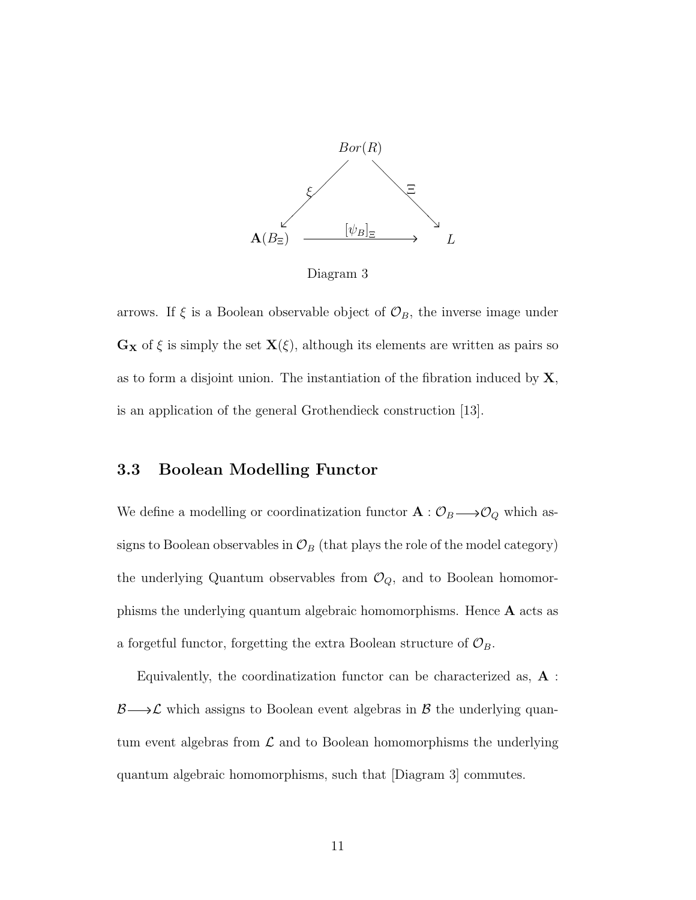$$
\begin{array}{ccc}
 & Bor(R) & \\
\swarrow^{\xi} & & \searrow^{\Xi} \\
\mathbf{A}(B_{\Xi}) & \xrightarrow{[\psi_B]_{\Xi}} & L
\end{array}
$$

Diagram 3

arrows. If $\xi$ is a Boolean observable object of $\mathcal{O}_B$, the inverse image under $\mathbf{G_X}$ of $\xi$ is simply the set $\mathbf{X}(\xi)$, although its elements are written as pairs so as to form a disjoint union. The instantiation of the fibration induced by $\mathbf{X}$, is an application of the general Grothendieck construction [13].

### 3.3 Boolean Modelling Functor

We define a modelling or coordinatization functor $\mathbf{A} : \mathcal{O}_B \longrightarrow \mathcal{O}_Q$ which assigns to Boolean observables in $\mathcal{O}_B$ (that plays the role of the model category) the underlying Quantum observables from $\mathcal{O}_Q$, and to Boolean homomorphisms the underlying quantum algebraic homomorphisms. Hence $\mathbf{A}$ acts as a forgetful functor, forgetting the extra Boolean structure of $\mathcal{O}_B$.

Equivalently, the coordinatization functor can be characterized as, $\mathbf{A} : \mathcal{B} \longrightarrow \mathcal{L}$ which assigns to Boolean event algebras in $\mathcal{B}$ the underlying quantum event algebras from $\mathcal{L}$ and to Boolean homomorphisms the underlying quantum algebraic homomorphisms, such that [Diagram 3] commutes.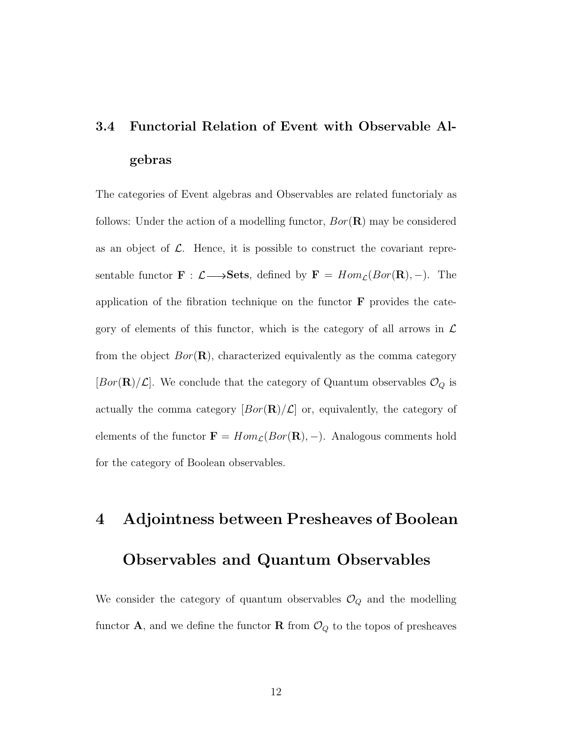### 3.4 Functorial Relation of Event with Observable Algebras

The categories of Event algebras and Observables are related functorialy as follows: Under the action of a modelling functor, $Bor(\mathbf{R})$ may be considered as an object of $\mathcal{L}$. Hence, it is possible to construct the covariant representable functor $\mathbf{F} : \mathcal{L} \longrightarrow \mathbf{Sets}$, defined by $\mathbf{F} = Hom_{\mathcal{L}}(Bor(\mathbf{R}), -)$. The application of the fibration technique on the functor $\mathbf{F}$ provides the category of elements of this functor, which is the category of all arrows in $\mathcal{L}$ from the object $Bor(\mathbf{R})$, characterized equivalently as the comma category $[Bor(\mathbf{R})/\mathcal{L}]$. We conclude that the category of Quantum observables $\mathcal{O}_Q$ is actually the comma category $[Bor(\mathbf{R})/\mathcal{L}]$ or, equivalently, the category of elements of the functor $\mathbf{F} = Hom_{\mathcal{L}}(Bor(\mathbf{R}), -)$. Analogous comments hold for the category of Boolean observables.

## 4 Adjointness between Presheaves of Boolean Observables and Quantum Observables

We consider the category of quantum observables $\mathcal{O}_Q$ and the modelling functor $\mathbf{A}$, and we define the functor $\mathbf{R}$ from $\mathcal{O}_Q$ to the topos of presheaves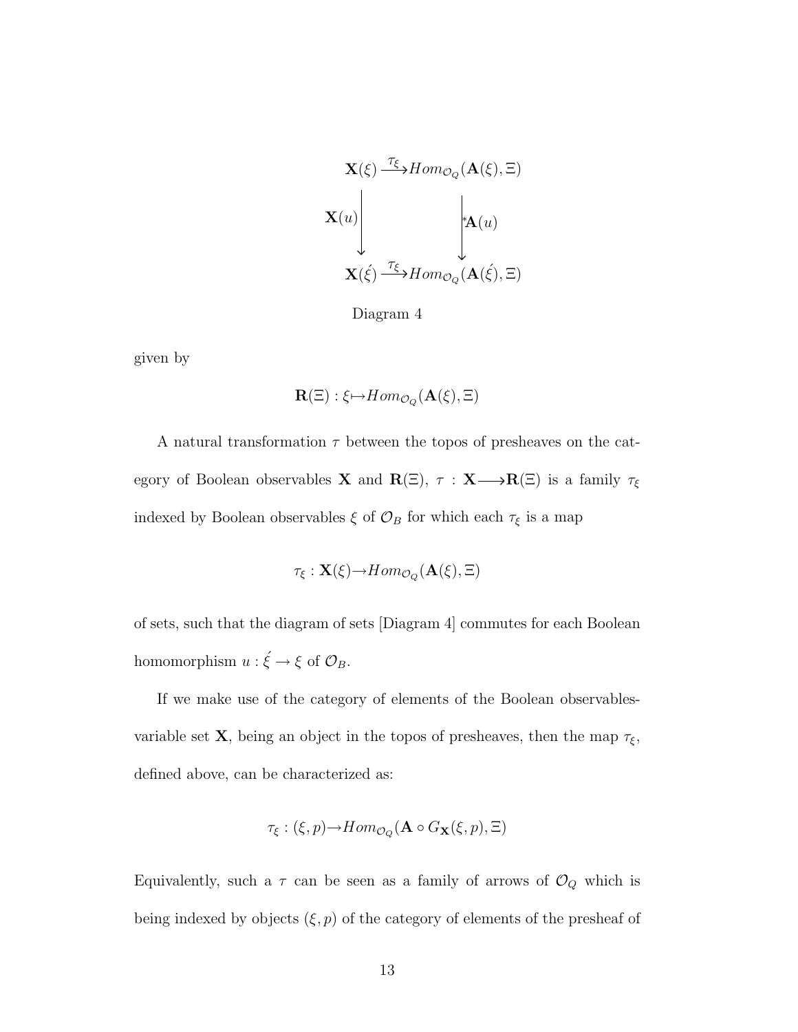$$
\begin{array}{ccc}
\mathbf{X}(\xi) & \xrightarrow{\tau_\xi} & Hom_{\mathcal{O}_Q}(\mathbf{A}(\xi), \Xi) \\
\mathbf{X}(u) \downarrow & & \downarrow {}^*\mathbf{A}(u) \\
\mathbf{X}(\acute{\xi}) & \xrightarrow{\tau_\xi} & Hom_{\mathcal{O}_Q}(\mathbf{A}(\acute{\xi}), \Xi)
\end{array}
$$

Diagram 4

given by

$$
\mathbf{R}(\Xi) : \xi \mapsto Hom_{\mathcal{O}_Q}(\mathbf{A}(\xi), \Xi)
$$

A natural transformation $\tau$ between the topos of presheaves on the category of Boolean observables $\mathbf{X}$ and $\mathbf{R}(\Xi)$, $\tau : \mathbf{X} \longrightarrow \mathbf{R}(\Xi)$ is a family $\tau_\xi$ indexed by Boolean observables $\xi$ of $\mathcal{O}_B$ for which each $\tau_\xi$ is a map

$$
\tau_\xi : \mathbf{X}(\xi) \rightarrow Hom_{\mathcal{O}_Q}(\mathbf{A}(\xi), \Xi)
$$

of sets, such that the diagram of sets [Diagram 4] commutes for each Boolean homomorphism $u : \acute{\xi} \rightarrow \xi$ of $\mathcal{O}_B$.

If we make use of the category of elements of the Boolean observables-variable set $\mathbf{X}$, being an object in the topos of presheaves, then the map $\tau_\xi$, defined above, can be characterized as:

$$
\tau_\xi : (\xi, p) \rightarrow Hom_{\mathcal{O}_Q}(\mathbf{A} \circ G_{\mathbf{X}}(\xi, p), \Xi)
$$

Equivalently, such a $\tau$ can be seen as a family of arrows of $\mathcal{O}_Q$ which is being indexed by objects $(\xi, p)$ of the category of elements of the presheaf of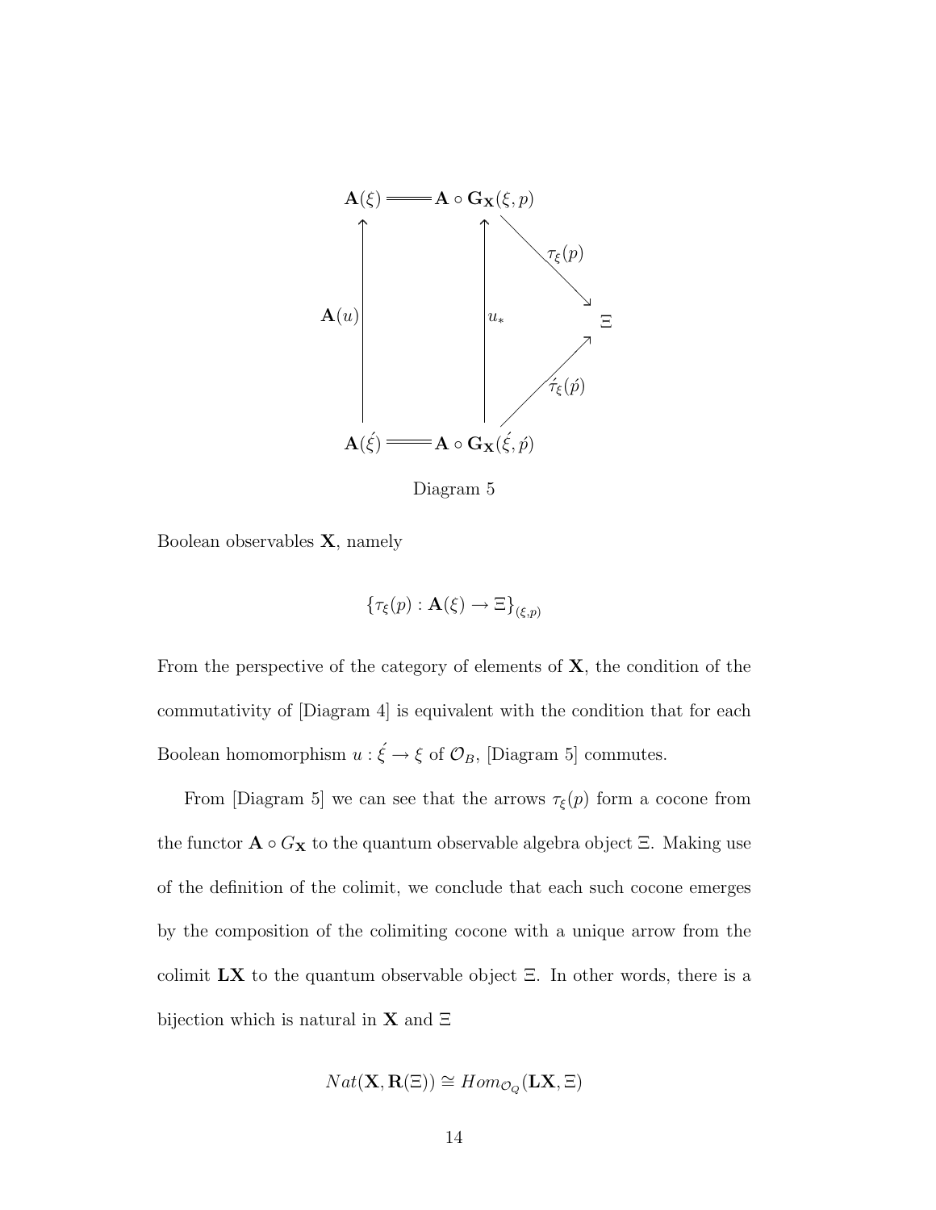$$
\begin{array}{ccccc}
\mathbf{A}(\xi) & = & \mathbf{A} \circ \mathbf{G}_{\mathbf{X}}(\xi, p) & & \\
\uparrow \mathbf{A}(u) & & \uparrow u_* & \searrow \tau_\xi(p) & \\
 & & & & \Xi \\
 & & & \nearrow \acute{\tau}_{\xi}(\acute{p}) & \\
\mathbf{A}(\acute{\xi}) & = & \mathbf{A} \circ \mathbf{G}_{\mathbf{X}}(\acute{\xi}, \acute{p}) & &
\end{array}
$$

Diagram 5

Boolean observables $\mathbf{X}$, namely

$$
\{\tau_\xi(p) : \mathbf{A}(\xi) \rightarrow \Xi\}_{(\xi,p)}
$$

From the perspective of the category of elements of $\mathbf{X}$, the condition of the commutativity of [Diagram 4] is equivalent with the condition that for each Boolean homomorphism $u : \acute{\xi} \rightarrow \xi$ of $\mathcal{O}_B$, [Diagram 5] commutes.

From [Diagram 5] we can see that the arrows $\tau_\xi(p)$ form a cocone from the functor $\mathbf{A} \circ G_{\mathbf{X}}$ to the quantum observable algebra object $\Xi$. Making use of the definition of the colimit, we conclude that each such cocone emerges by the composition of the colimiting cocone with a unique arrow from the colimit $\mathbf{LX}$ to the quantum observable object $\Xi$. In other words, there is a bijection which is natural in $\mathbf{X}$ and $\Xi$

$$
Nat(\mathbf{X}, \mathbf{R}(\Xi)) \cong Hom_{\mathcal{O}_Q}(\mathbf{LX}, \Xi)
$$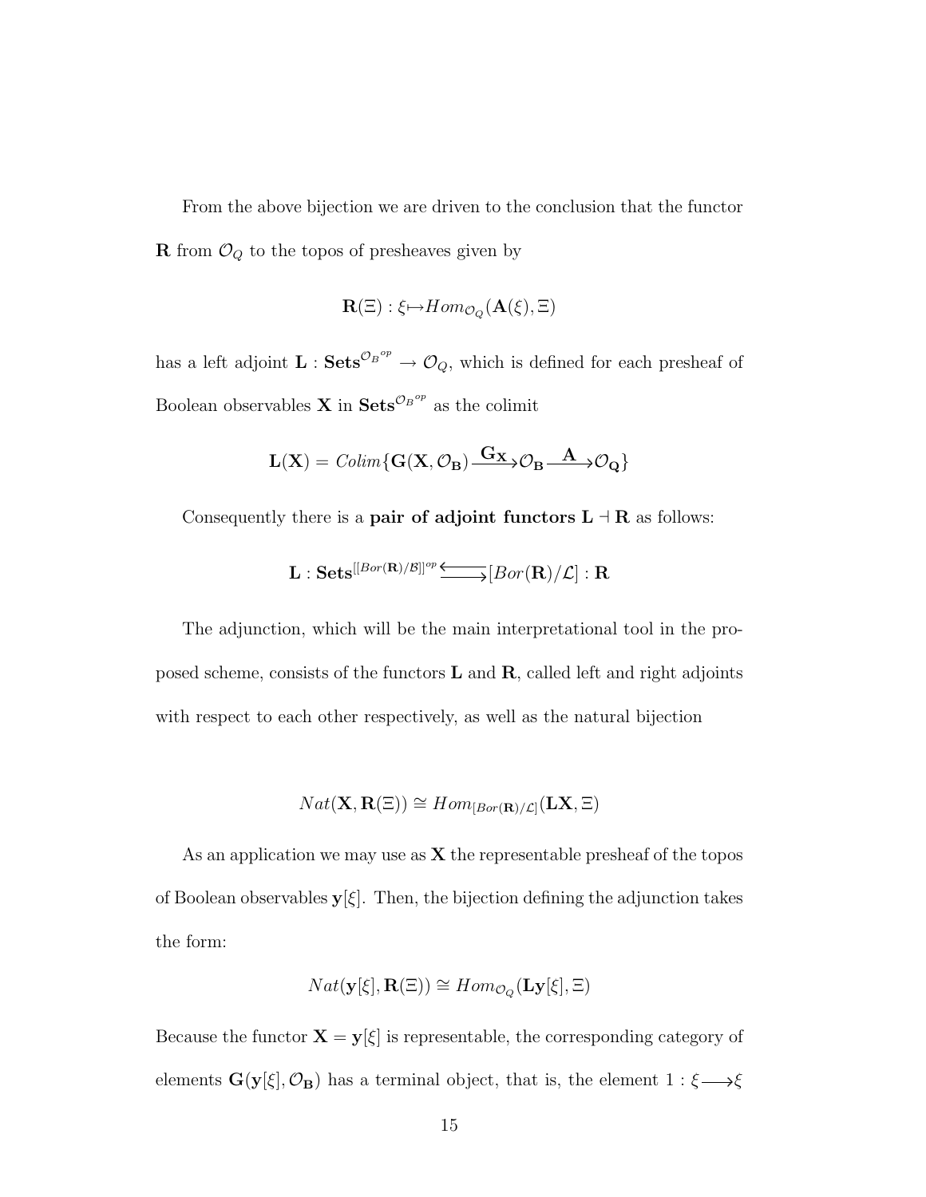From the above bijection we are driven to the conclusion that the functor $\mathbf{R}$ from $\mathcal{O}_Q$ to the topos of presheaves given by

$$\mathbf{R}(\Xi) : \xi \mapsto Hom_{\mathcal{O}_Q}(\mathbf{A}(\xi), \Xi)$$

has a left adjoint $\mathbf{L} : \mathbf{Sets}^{{\mathcal{O}_B}^{op}} \to \mathcal{O}_Q$, which is defined for each presheaf of Boolean observables $\mathbf{X}$ in $\mathbf{Sets}^{{\mathcal{O}_B}^{op}}$ as the colimit

$$\mathbf{L}(\mathbf{X}) = Colim\{\mathbf{G}(\mathbf{X}, \mathcal{O}_\mathbf{B}) \xrightarrow{\mathbf{G_X}} \mathcal{O}_\mathbf{B} \xrightarrow{\mathbf{A}} \mathcal{O}_\mathbf{Q}\}$$

Consequently there is a **pair of adjoint functors** $\mathbf{L} \dashv \mathbf{R}$ as follows:

$$\mathbf{L} : \mathbf{Sets}^{[[Bor(\mathbf{R})/\mathcal{B}]]^{op}} \overset{\longleftarrow}{\longrightarrow} [Bor(\mathbf{R})/\mathcal{L}] : \mathbf{R}$$

The adjunction, which will be the main interpretational tool in the proposed scheme, consists of the functors $\mathbf{L}$ and $\mathbf{R}$, called left and right adjoints with respect to each other respectively, as well as the natural bijection

$$Nat(\mathbf{X}, \mathbf{R}(\Xi)) \cong Hom_{[Bor(\mathbf{R})/\mathcal{L}]}(\mathbf{L}\mathbf{X}, \Xi)$$

As an application we may use as $\mathbf{X}$ the representable presheaf of the topos of Boolean observables $\mathbf{y}[\xi]$. Then, the bijection defining the adjunction takes the form:

$$Nat(\mathbf{y}[\xi], \mathbf{R}(\Xi)) \cong Hom_{\mathcal{O}_Q}(\mathbf{L}\mathbf{y}[\xi], \Xi)$$

Because the functor $\mathbf{X} = \mathbf{y}[\xi]$ is representable, the corresponding category of elements $\mathbf{G}(\mathbf{y}[\xi], \mathcal{O}_\mathbf{B})$ has a terminal object, that is, the element $1 : \xi \longrightarrow \xi$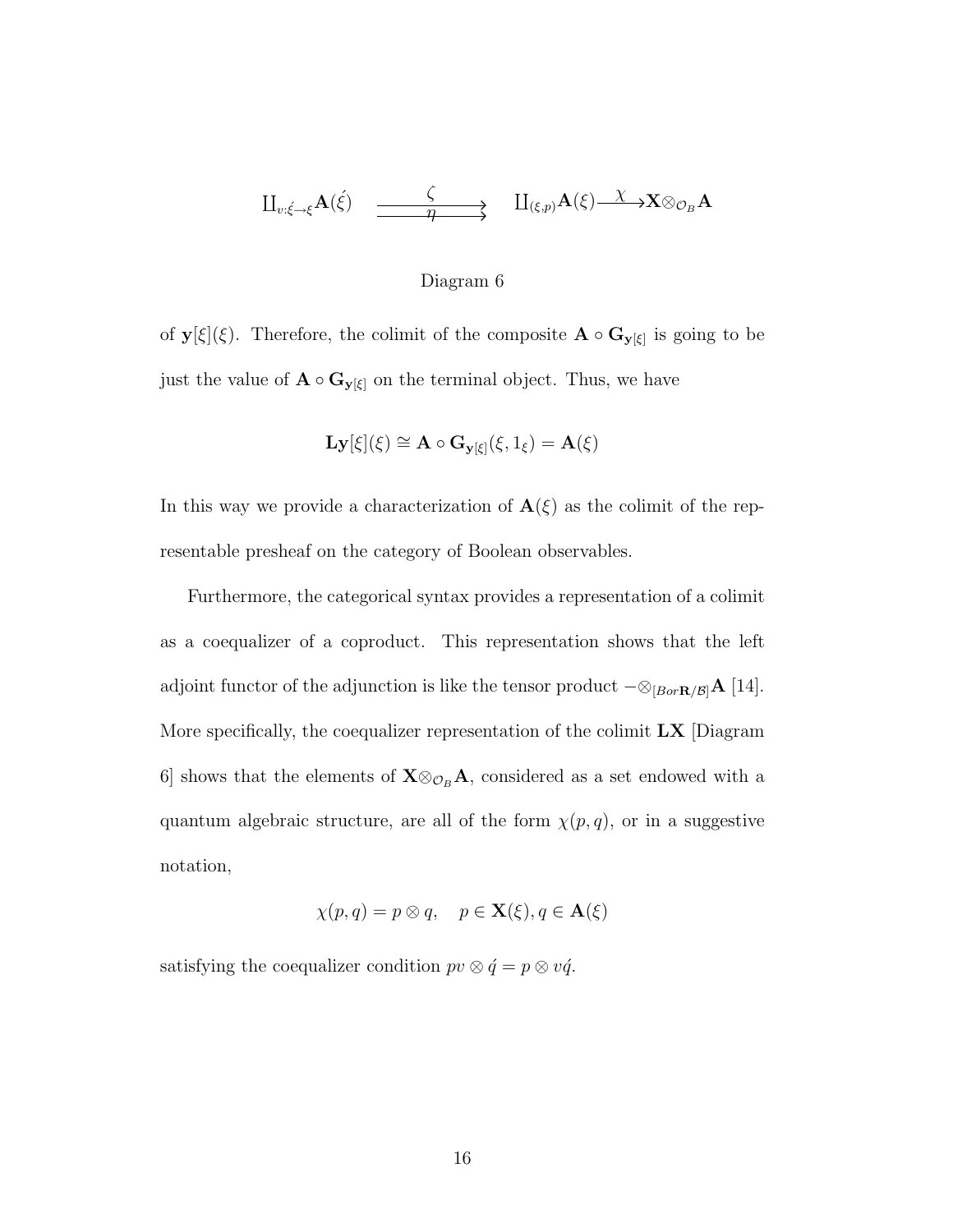$$\coprod_{v:\acute{\xi}\to\xi}\mathbf{A}(\acute{\xi}) \underset{\eta}{\overset{\zeta}{\rightrightarrows}} \coprod_{(\xi,p)}\mathbf{A}(\xi) \xrightarrow{\chi} \mathbf{X}\otimes_{\mathcal{O}_B}\mathbf{A}$$

Diagram 6

of $\mathbf{y}[\xi](\xi)$. Therefore, the colimit of the composite $\mathbf{A}\circ\mathbf{G}_{\mathbf{y}[\xi]}$ is going to be just the value of $\mathbf{A}\circ\mathbf{G}_{\mathbf{y}[\xi]}$ on the terminal object. Thus, we have

$$\mathbf{Ly}[\xi](\xi) \cong \mathbf{A}\circ\mathbf{G}_{\mathbf{y}[\xi]}(\xi, 1_\xi) = \mathbf{A}(\xi)$$

In this way we provide a characterization of $\mathbf{A}(\xi)$ as the colimit of the representable presheaf on the category of Boolean observables.

Furthermore, the categorical syntax provides a representation of a colimit as a coequalizer of a coproduct. This representation shows that the left adjoint functor of the adjunction is like the tensor product $-\otimes_{[Bor\mathbf{R}/\mathcal{B}]}\mathbf{A}$ [14]. More specifically, the coequalizer representation of the colimit $\mathbf{LX}$ [Diagram 6] shows that the elements of $\mathbf{X}\otimes_{\mathcal{O}_B}\mathbf{A}$, considered as a set endowed with a quantum algebraic structure, are all of the form $\chi(p,q)$, or in a suggestive notation,

$$\chi(p,q) = p\otimes q, \quad p\in\mathbf{X}(\xi), q\in\mathbf{A}(\xi)$$

satisfying the coequalizer condition $pv\otimes\acute{q} = p\otimes v\acute{q}$.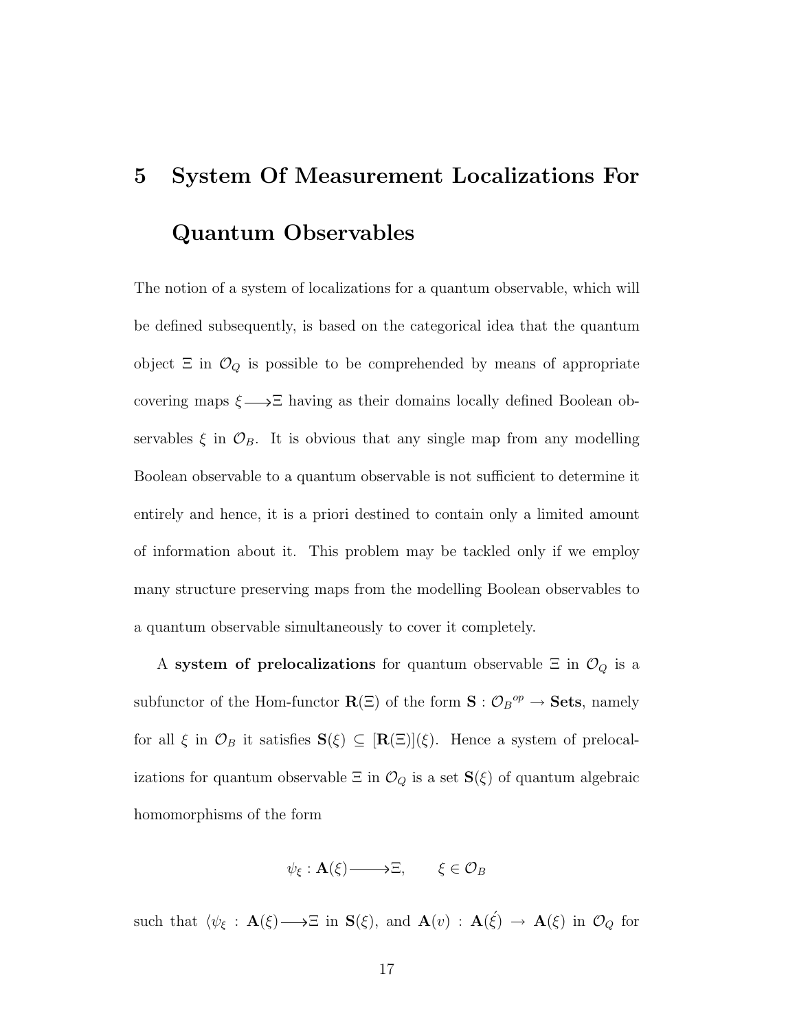# 5 System Of Measurement Localizations For Quantum Observables

The notion of a system of localizations for a quantum observable, which will be defined subsequently, is based on the categorical idea that the quantum object $\Xi$ in $\mathcal{O}_Q$ is possible to be comprehended by means of appropriate covering maps $\xi \longrightarrow \Xi$ having as their domains locally defined Boolean observables $\xi$ in $\mathcal{O}_B$. It is obvious that any single map from any modelling Boolean observable to a quantum observable is not sufficient to determine it entirely and hence, it is a priori destined to contain only a limited amount of information about it. This problem may be tackled only if we employ many structure preserving maps from the modelling Boolean observables to a quantum observable simultaneously to cover it completely.

A **system of prelocalizations** for quantum observable $\Xi$ in $\mathcal{O}_Q$ is a subfunctor of the Hom-functor $\mathbf{R}(\Xi)$ of the form $\mathbf{S} : \mathcal{O}_B{}^{op} \rightarrow \mathbf{Sets}$, namely for all $\xi$ in $\mathcal{O}_B$ it satisfies $\mathbf{S}(\xi) \subseteq [\mathbf{R}(\Xi)](\xi)$. Hence a system of prelocalizations for quantum observable $\Xi$ in $\mathcal{O}_Q$ is a set $\mathbf{S}(\xi)$ of quantum algebraic homomorphisms of the form

$$\psi_\xi : \mathbf{A}(\xi) \longrightarrow \Xi, \qquad \xi \in \mathcal{O}_B$$

such that $\langle \psi_\xi : \mathbf{A}(\xi) \longrightarrow \Xi$ in $\mathbf{S}(\xi)$, and $\mathbf{A}(v) : \mathbf{A}(\acute{\xi}) \rightarrow \mathbf{A}(\xi)$ in $\mathcal{O}_Q$ for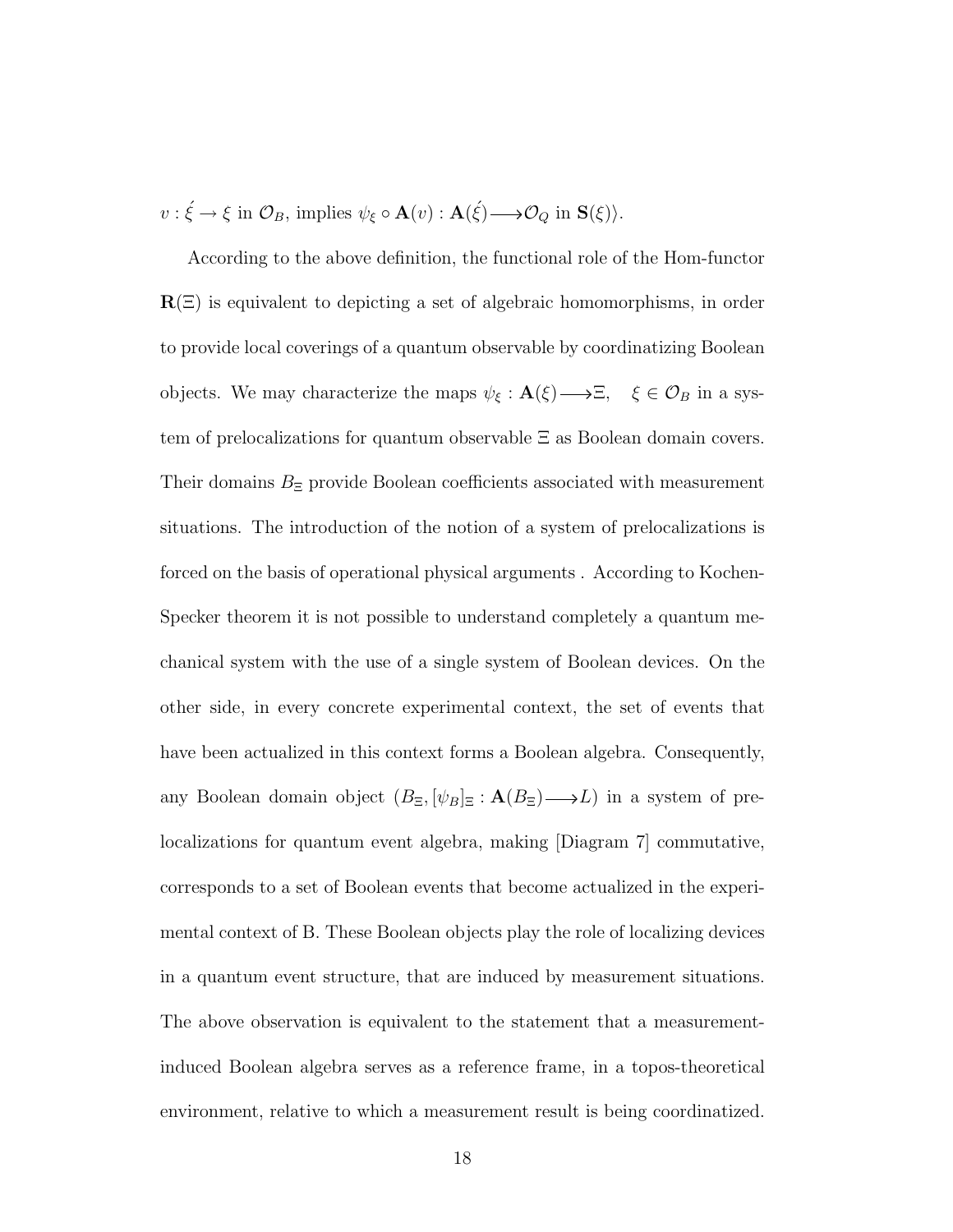$v : \acute{\xi} \to \xi$ in $\mathcal{O}_B$, implies $\psi_\xi \circ \mathbf{A}(v) : \mathbf{A}(\acute{\xi}) \longrightarrow \mathcal{O}_Q$ in $\mathbf{S}(\xi)\rangle$.

According to the above definition, the functional role of the Hom-functor $\mathbf{R}(\Xi)$ is equivalent to depicting a set of algebraic homomorphisms, in order to provide local coverings of a quantum observable by coordinatizing Boolean objects. We may characterize the maps $\psi_\xi : \mathbf{A}(\xi) \longrightarrow \Xi, \quad \xi \in \mathcal{O}_B$ in a system of prelocalizations for quantum observable $\Xi$ as Boolean domain covers. Their domains $B_\Xi$ provide Boolean coefficients associated with measurement situations. The introduction of the notion of a system of prelocalizations is forced on the basis of operational physical arguments . According to Kochen-Specker theorem it is not possible to understand completely a quantum mechanical system with the use of a single system of Boolean devices. On the other side, in every concrete experimental context, the set of events that have been actualized in this context forms a Boolean algebra. Consequently, any Boolean domain object $(B_\Xi, [\psi_B]_\Xi : \mathbf{A}(B_\Xi) \longrightarrow L)$ in a system of prelocalizations for quantum event algebra, making [Diagram 7] commutative, corresponds to a set of Boolean events that become actualized in the experimental context of B. These Boolean objects play the role of localizing devices in a quantum event structure, that are induced by measurement situations. The above observation is equivalent to the statement that a measurement-induced Boolean algebra serves as a reference frame, in a topos-theoretical environment, relative to which a measurement result is being coordinatized.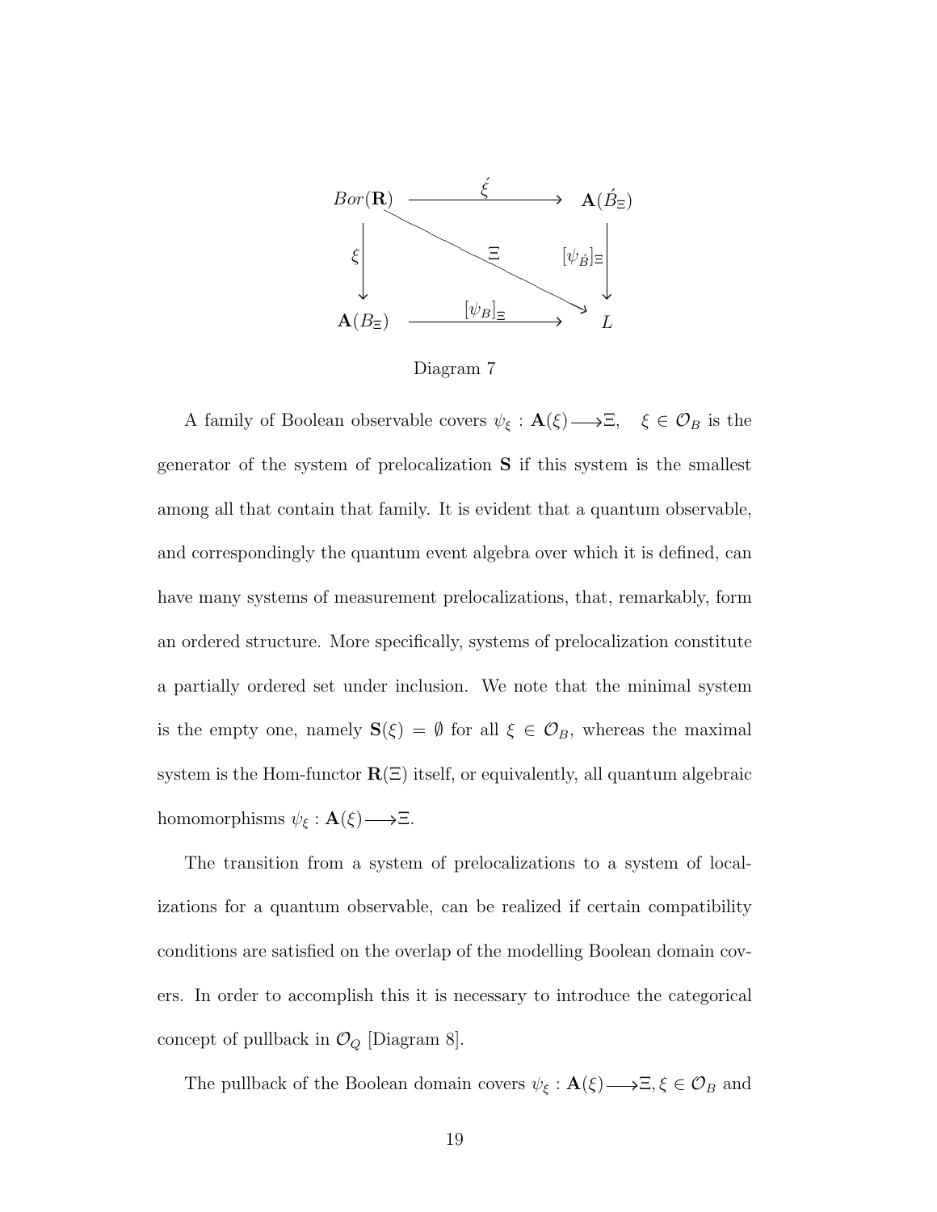$$
\begin{array}{ccc}
Bor(\mathbf{R}) & \xrightarrow{\acute{\xi}} & \mathbf{A}(\acute{B}_{\Xi}) \\
\Big\downarrow \xi & \searrow^{\Xi} & \Big\downarrow [\psi_{\acute{B}}]_{\Xi} \\
\mathbf{A}(B_{\Xi}) & \xrightarrow{[\psi_B]_{\Xi}} & L
\end{array}
$$

Diagram 7

A family of Boolean observable covers $\psi_\xi : \mathbf{A}(\xi) \longrightarrow \Xi, \quad \xi \in \mathcal{O}_B$ is the generator of the system of prelocalization $\mathbf{S}$ if this system is the smallest among all that contain that family. It is evident that a quantum observable, and correspondingly the quantum event algebra over which it is defined, can have many systems of measurement prelocalizations, that, remarkably, form an ordered structure. More specifically, systems of prelocalization constitute a partially ordered set under inclusion. We note that the minimal system is the empty one, namely $\mathbf{S}(\xi) = \emptyset$ for all $\xi \in \mathcal{O}_B$, whereas the maximal system is the Hom-functor $\mathbf{R}(\Xi)$ itself, or equivalently, all quantum algebraic homomorphisms $\psi_\xi : \mathbf{A}(\xi) \longrightarrow \Xi$.

The transition from a system of prelocalizations to a system of localizations for a quantum observable, can be realized if certain compatibility conditions are satisfied on the overlap of the modelling Boolean domain covers. In order to accomplish this it is necessary to introduce the categorical concept of pullback in $\mathcal{O}_Q$ [Diagram 8].

The pullback of the Boolean domain covers $\psi_\xi : \mathbf{A}(\xi) \longrightarrow \Xi, \xi \in \mathcal{O}_B$ and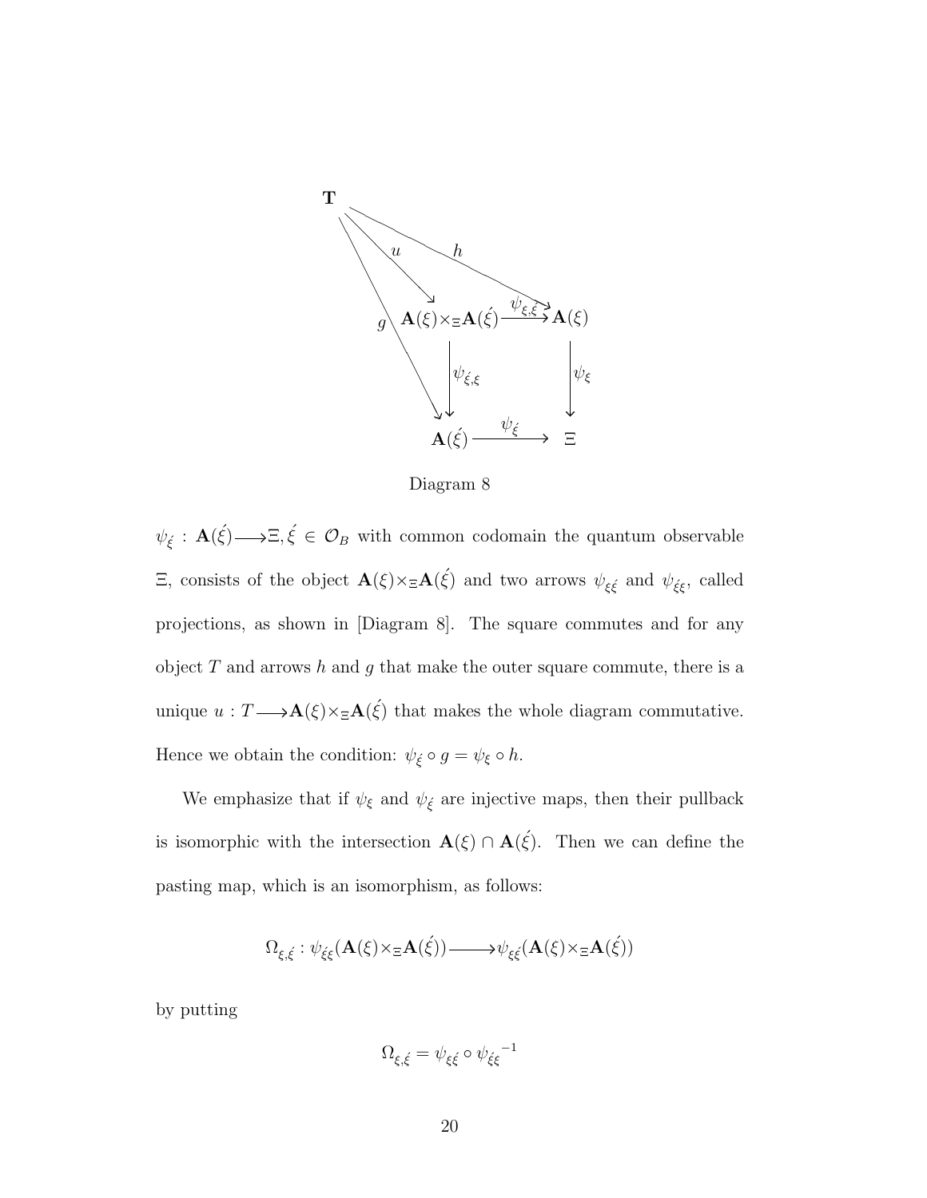$$
\begin{array}{ccccc}
\mathbf{T} & & & & \\
& \searrow^{u} & & \searrow^{h} & \\
& & \mathbf{A}(\xi)\times_{\Xi}\mathbf{A}(\acute{\xi}) & \xrightarrow{\psi_{\xi,\acute{\xi}}} & \mathbf{A}(\xi) \\
& {}_{g}\searrow & \downarrow \psi_{\acute{\xi},\xi} & & \downarrow \psi_{\xi} \\
& & \mathbf{A}(\acute{\xi}) & \xrightarrow{\psi_{\acute{\xi}}} & \Xi
\end{array}
$$

Diagram 8

$\psi_{\acute{\xi}} : \mathbf{A}(\acute{\xi}) \longrightarrow \Xi, \acute{\xi} \in \mathcal{O}_B$ with common codomain the quantum observable $\Xi$, consists of the object $\mathbf{A}(\xi)\times_{\Xi}\mathbf{A}(\acute{\xi})$ and two arrows $\psi_{\xi\acute{\xi}}$ and $\psi_{\acute{\xi}\xi}$, called projections, as shown in [Diagram 8]. The square commutes and for any object $T$ and arrows $h$ and $g$ that make the outer square commute, there is a unique $u : T \longrightarrow \mathbf{A}(\xi)\times_{\Xi}\mathbf{A}(\acute{\xi})$ that makes the whole diagram commutative. Hence we obtain the condition: $\psi_{\acute{\xi}} \circ g = \psi_{\xi} \circ h$.

We emphasize that if $\psi_{\xi}$ and $\psi_{\acute{\xi}}$ are injective maps, then their pullback is isomorphic with the intersection $\mathbf{A}(\xi) \cap \mathbf{A}(\acute{\xi})$. Then we can define the pasting map, which is an isomorphism, as follows:

$$\Omega_{\xi,\acute{\xi}} : \psi_{\acute{\xi}\xi}(\mathbf{A}(\xi)\times_{\Xi}\mathbf{A}(\acute{\xi})) \longrightarrow \psi_{\xi\acute{\xi}}(\mathbf{A}(\xi)\times_{\Xi}\mathbf{A}(\acute{\xi}))$$

by putting

$$\Omega_{\xi,\acute{\xi}} = \psi_{\xi\acute{\xi}} \circ {\psi_{\acute{\xi}\xi}}^{-1}$$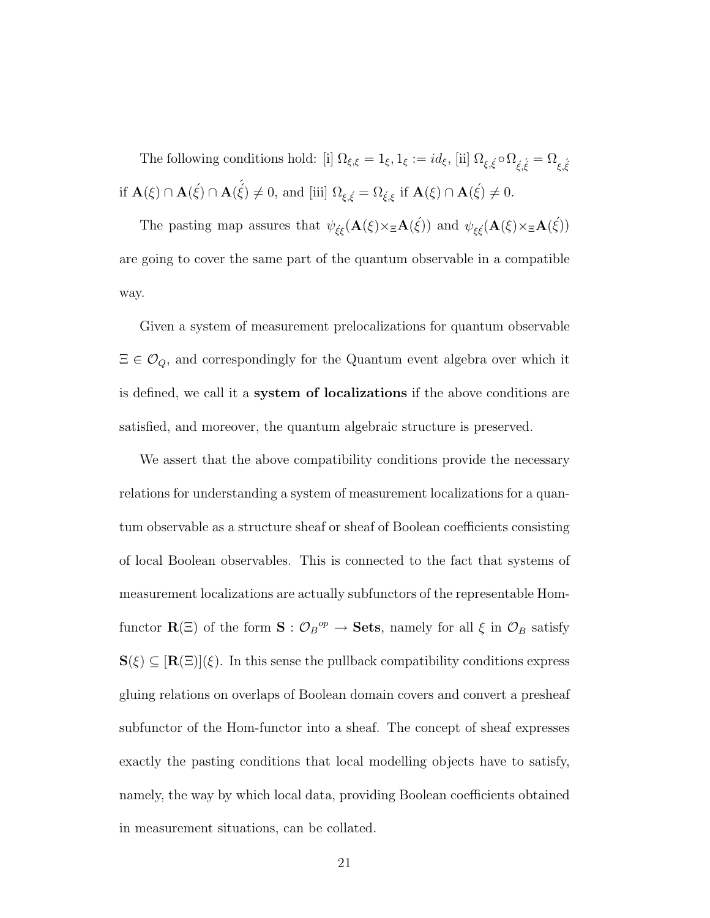The following conditions hold: [i] $\Omega_{\xi,\xi} = 1_\xi, 1_\xi := id_\xi$, [ii] $\Omega_{\xi,\acute{\xi}} \circ \Omega_{\acute{\xi},\acute{\acute{\xi}}} = \Omega_{\xi,\acute{\acute{\xi}}}$ if $\mathbf{A}(\xi) \cap \mathbf{A}(\acute{\xi}) \cap \mathbf{A}(\acute{\acute{\xi}}) \neq 0$, and [iii] $\Omega_{\xi,\acute{\xi}} = \Omega_{\acute{\xi},\xi}$ if $\mathbf{A}(\xi) \cap \mathbf{A}(\acute{\xi}) \neq 0$.

The pasting map assures that $\psi_{\acute{\xi}\xi}(\mathbf{A}(\xi) \times_\Xi \mathbf{A}(\acute{\xi}))$ and $\psi_{\xi\acute{\xi}}(\mathbf{A}(\xi) \times_\Xi \mathbf{A}(\acute{\xi}))$ are going to cover the same part of the quantum observable in a compatible way.

Given a system of measurement prelocalizations for quantum observable $\Xi \in \mathcal{O}_Q$, and correspondingly for the Quantum event algebra over which it is defined, we call it a **system of localizations** if the above conditions are satisfied, and moreover, the quantum algebraic structure is preserved.

We assert that the above compatibility conditions provide the necessary relations for understanding a system of measurement localizations for a quantum observable as a structure sheaf or sheaf of Boolean coefficients consisting of local Boolean observables. This is connected to the fact that systems of measurement localizations are actually subfunctors of the representable Hom-functor $\mathbf{R}(\Xi)$ of the form $\mathbf{S} : {\mathcal{O}_B}^{op} \rightarrow \mathbf{Sets}$, namely for all $\xi$ in $\mathcal{O}_B$ satisfy $\mathbf{S}(\xi) \subseteq [\mathbf{R}(\Xi)](\xi)$. In this sense the pullback compatibility conditions express gluing relations on overlaps of Boolean domain covers and convert a presheaf subfunctor of the Hom-functor into a sheaf. The concept of sheaf expresses exactly the pasting conditions that local modelling objects have to satisfy, namely, the way by which local data, providing Boolean coefficients obtained in measurement situations, can be collated.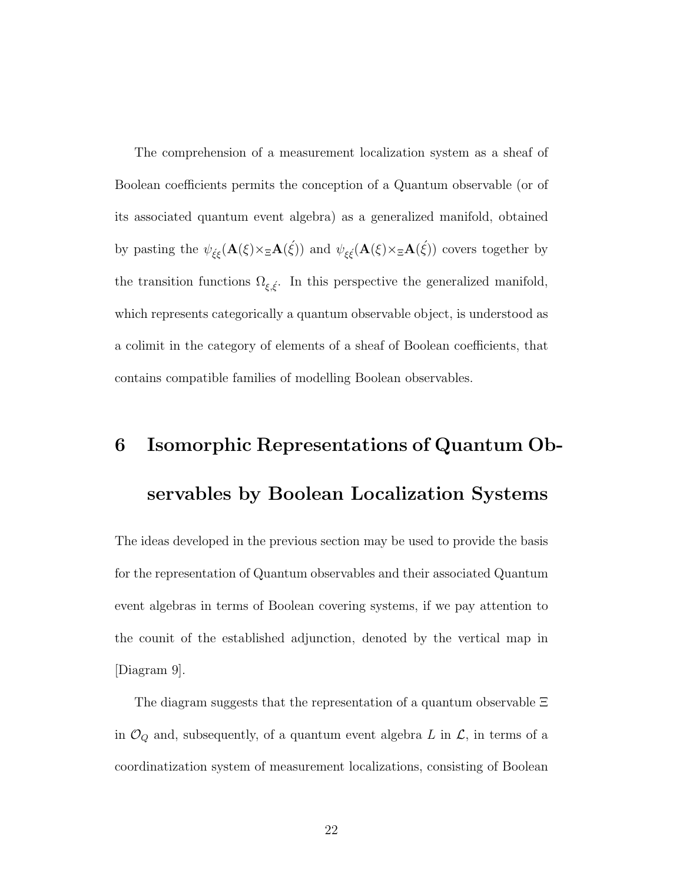The comprehension of a measurement localization system as a sheaf of Boolean coefficients permits the conception of a Quantum observable (or of its associated quantum event algebra) as a generalized manifold, obtained by pasting the $\psi_{\acute{\xi}\xi}(\mathbf{A}(\xi)\times_{\Xi}\mathbf{A}(\acute{\xi}))$ and $\psi_{\xi\acute{\xi}}(\mathbf{A}(\xi)\times_{\Xi}\mathbf{A}(\acute{\xi}))$ covers together by the transition functions $\Omega_{\xi,\acute{\xi}}$. In this perspective the generalized manifold, which represents categorically a quantum observable object, is understood as a colimit in the category of elements of a sheaf of Boolean coefficients, that contains compatible families of modelling Boolean observables.

# 6 Isomorphic Representations of Quantum Observables by Boolean Localization Systems

The ideas developed in the previous section may be used to provide the basis for the representation of Quantum observables and their associated Quantum event algebras in terms of Boolean covering systems, if we pay attention to the counit of the established adjunction, denoted by the vertical map in [Diagram 9].

The diagram suggests that the representation of a quantum observable $\Xi$ in $\mathcal{O}_Q$ and, subsequently, of a quantum event algebra $L$ in $\mathcal{L}$, in terms of a coordinatization system of measurement localizations, consisting of Boolean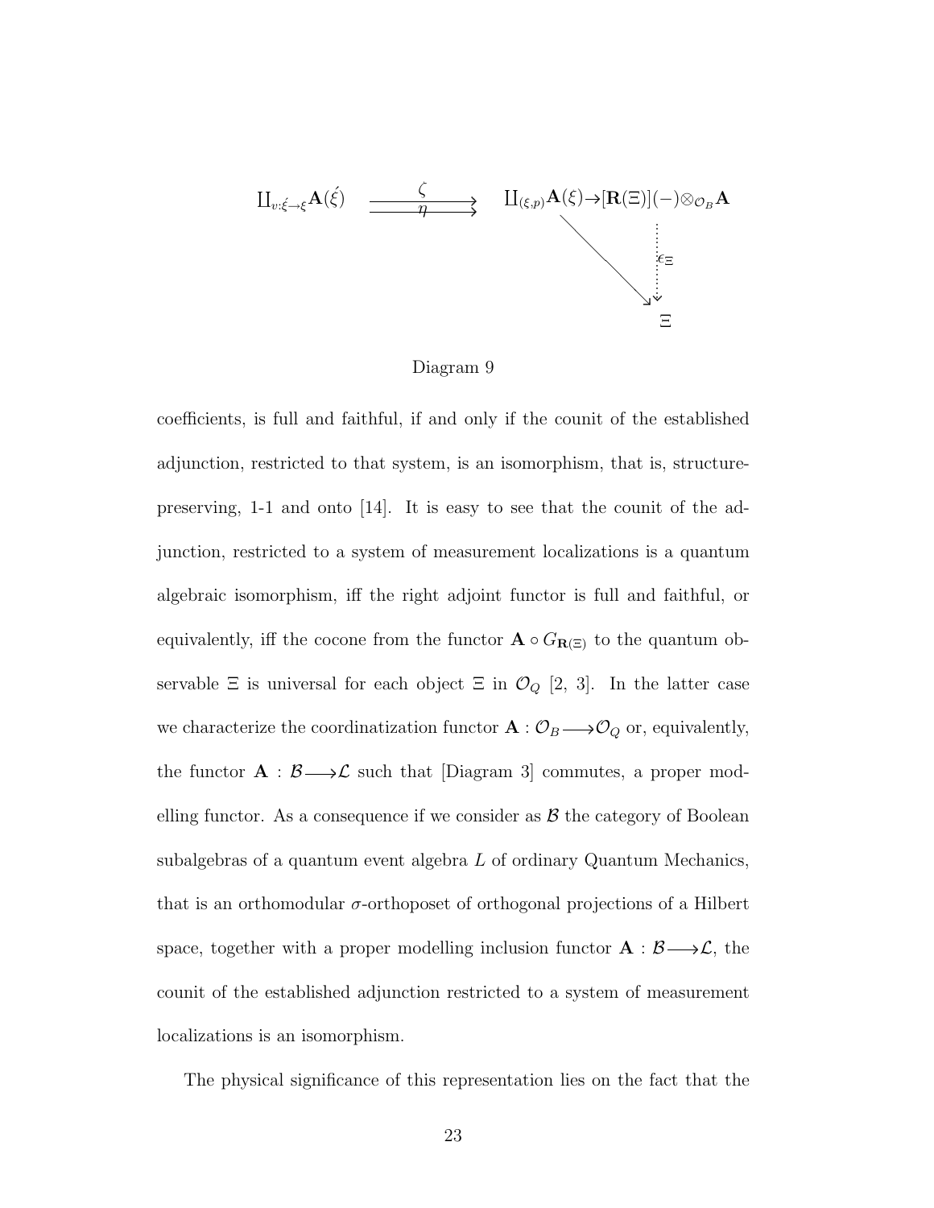$$\coprod_{v:\acute{\xi}\to\xi}\mathbf{A}(\acute{\xi}) \underset{\eta}{\overset{\zeta}{\rightrightarrows}} \coprod_{(\xi,p)}\mathbf{A}(\xi) \to [\mathbf{R}(\Xi)](-)\otimes_{\mathcal{O}_B}\mathbf{A} \xrightarrow{\epsilon_\Xi} \Xi$$

Diagram 9

coefficients, is full and faithful, if and only if the counit of the established adjunction, restricted to that system, is an isomorphism, that is, structure-preserving, 1-1 and onto [14]. It is easy to see that the counit of the adjunction, restricted to a system of measurement localizations is a quantum algebraic isomorphism, iff the right adjoint functor is full and faithful, or equivalently, iff the cocone from the functor $\mathbf{A} \circ G_{\mathbf{R}(\Xi)}$ to the quantum observable $\Xi$ is universal for each object $\Xi$ in $\mathcal{O}_Q$ [2, 3]. In the latter case we characterize the coordinatization functor $\mathbf{A} : \mathcal{O}_B \longrightarrow \mathcal{O}_Q$ or, equivalently, the functor $\mathbf{A} : \mathcal{B} \longrightarrow \mathcal{L}$ such that [Diagram 3] commutes, a proper modelling functor. As a consequence if we consider as $\mathcal{B}$ the category of Boolean subalgebras of a quantum event algebra $L$ of ordinary Quantum Mechanics, that is an orthomodular $\sigma$-orthoposet of orthogonal projections of a Hilbert space, together with a proper modelling inclusion functor $\mathbf{A} : \mathcal{B} \longrightarrow \mathcal{L}$, the counit of the established adjunction restricted to a system of measurement localizations is an isomorphism.

The physical significance of this representation lies on the fact that the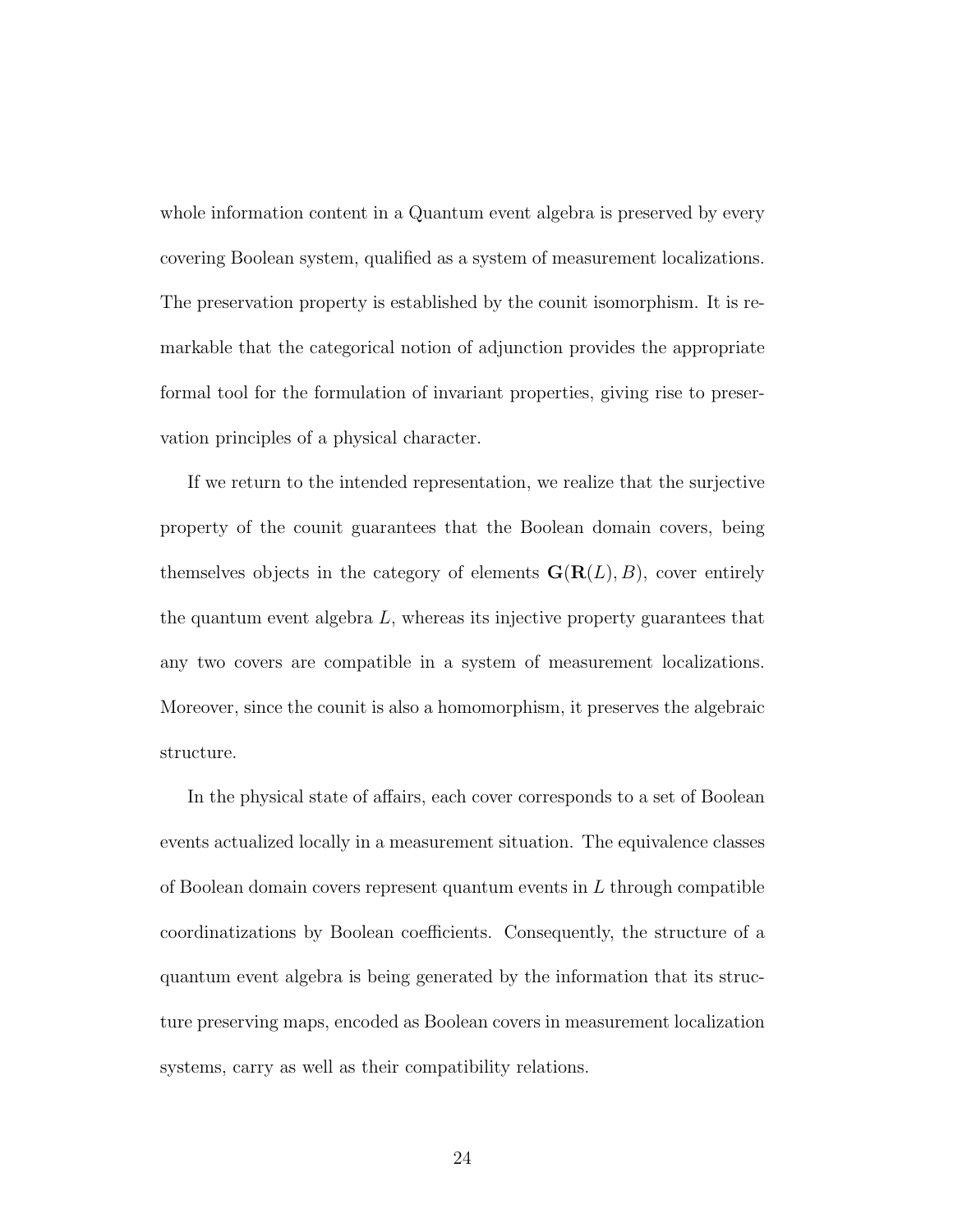whole information content in a Quantum event algebra is preserved by every covering Boolean system, qualified as a system of measurement localizations. The preservation property is established by the counit isomorphism. It is remarkable that the categorical notion of adjunction provides the appropriate formal tool for the formulation of invariant properties, giving rise to preservation principles of a physical character.

If we return to the intended representation, we realize that the surjective property of the counit guarantees that the Boolean domain covers, being themselves objects in the category of elements $\mathbf{G}(\mathbf{R}(L), B)$, cover entirely the quantum event algebra $L$, whereas its injective property guarantees that any two covers are compatible in a system of measurement localizations. Moreover, since the counit is also a homomorphism, it preserves the algebraic structure.

In the physical state of affairs, each cover corresponds to a set of Boolean events actualized locally in a measurement situation. The equivalence classes of Boolean domain covers represent quantum events in $L$ through compatible coordinatizations by Boolean coefficients. Consequently, the structure of a quantum event algebra is being generated by the information that its structure preserving maps, encoded as Boolean covers in measurement localization systems, carry as well as their compatibility relations.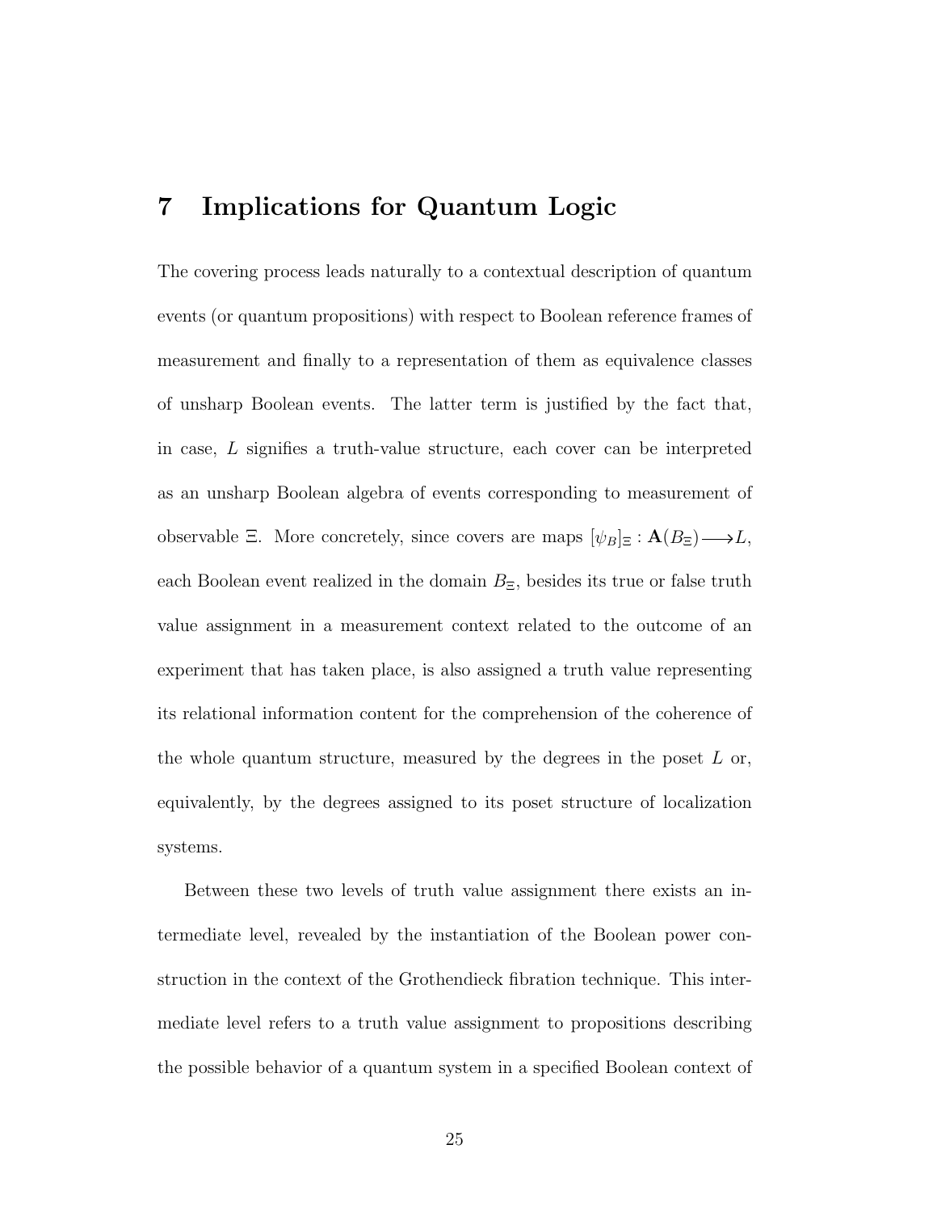## 7 Implications for Quantum Logic

The covering process leads naturally to a contextual description of quantum events (or quantum propositions) with respect to Boolean reference frames of measurement and finally to a representation of them as equivalence classes of unsharp Boolean events. The latter term is justified by the fact that, in case, $L$ signifies a truth-value structure, each cover can be interpreted as an unsharp Boolean algebra of events corresponding to measurement of observable $\Xi$. More concretely, since covers are maps $[\psi_B]_\Xi : \mathbf{A}(B_\Xi) \longrightarrow L$, each Boolean event realized in the domain $B_\Xi$, besides its true or false truth value assignment in a measurement context related to the outcome of an experiment that has taken place, is also assigned a truth value representing its relational information content for the comprehension of the coherence of the whole quantum structure, measured by the degrees in the poset $L$ or, equivalently, by the degrees assigned to its poset structure of localization systems.

Between these two levels of truth value assignment there exists an intermediate level, revealed by the instantiation of the Boolean power construction in the context of the Grothendieck fibration technique. This intermediate level refers to a truth value assignment to propositions describing the possible behavior of a quantum system in a specified Boolean context of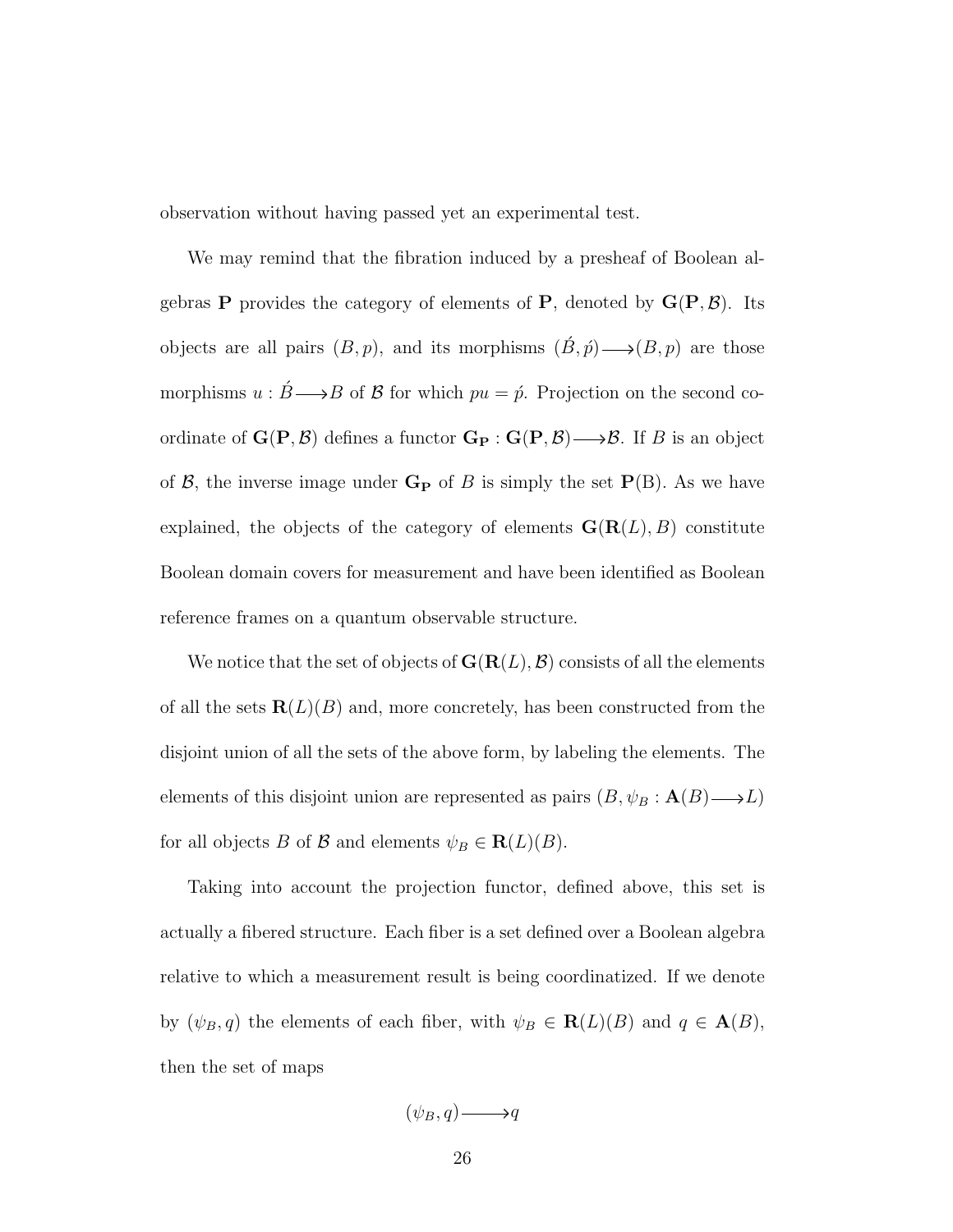observation without having passed yet an experimental test.

We may remind that the fibration induced by a presheaf of Boolean algebras $\mathbf{P}$ provides the category of elements of $\mathbf{P}$, denoted by $\mathbf{G}(\mathbf{P}, \mathcal{B})$. Its objects are all pairs $(B, p)$, and its morphisms $(\acute{B}, \acute{p}) \longrightarrow (B, p)$ are those morphisms $u : \acute{B} \longrightarrow B$ of $\mathcal{B}$ for which $pu = \acute{p}$. Projection on the second coordinate of $\mathbf{G}(\mathbf{P}, \mathcal{B})$ defines a functor $\mathbf{G_P} : \mathbf{G}(\mathbf{P}, \mathcal{B}) \longrightarrow \mathcal{B}$. If $B$ is an object of $\mathcal{B}$, the inverse image under $\mathbf{G_P}$ of $B$ is simply the set $\mathbf{P}(\mathrm{B})$. As we have explained, the objects of the category of elements $\mathbf{G}(\mathbf{R}(L), B)$ constitute Boolean domain covers for measurement and have been identified as Boolean reference frames on a quantum observable structure.

We notice that the set of objects of $\mathbf{G}(\mathbf{R}(L), \mathcal{B})$ consists of all the elements of all the sets $\mathbf{R}(L)(B)$ and, more concretely, has been constructed from the disjoint union of all the sets of the above form, by labeling the elements. The elements of this disjoint union are represented as pairs $(B, \psi_B : \mathbf{A}(B) \longrightarrow L)$ for all objects $B$ of $\mathcal{B}$ and elements $\psi_B \in \mathbf{R}(L)(B)$.

Taking into account the projection functor, defined above, this set is actually a fibered structure. Each fiber is a set defined over a Boolean algebra relative to which a measurement result is being coordinatized. If we denote by $(\psi_B, q)$ the elements of each fiber, with $\psi_B \in \mathbf{R}(L)(B)$ and $q \in \mathbf{A}(B)$, then the set of maps

$$(\psi_B, q) \longrightarrow q$$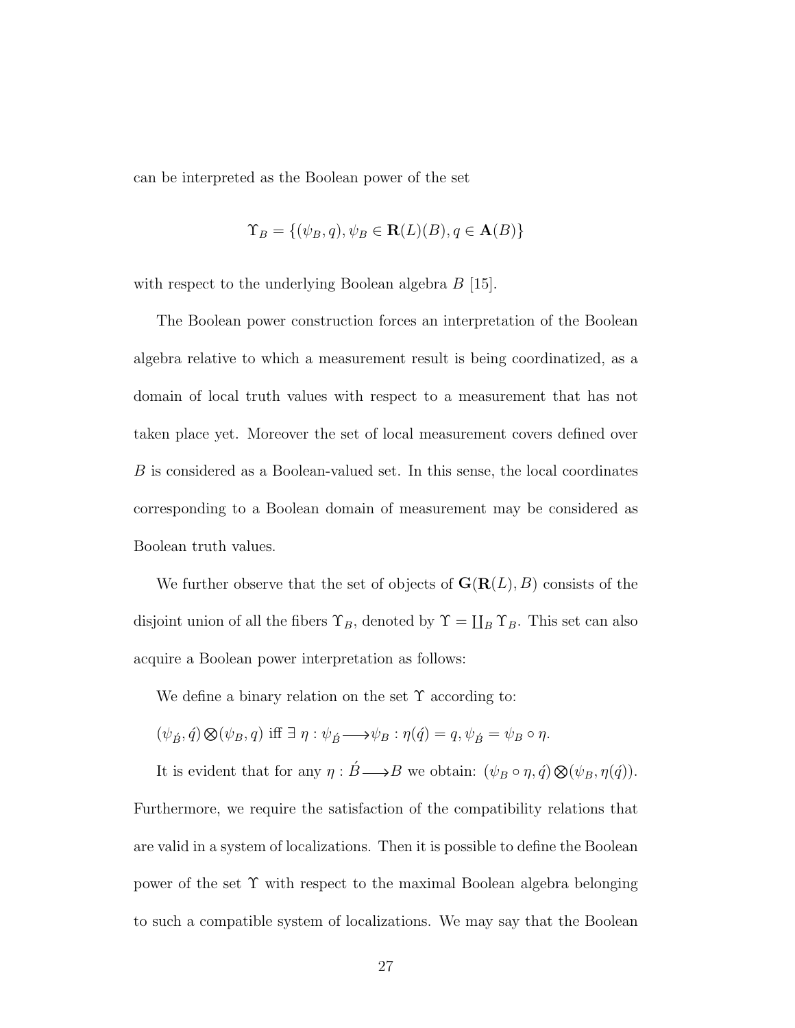can be interpreted as the Boolean power of the set

$$\Upsilon_B = \{(\psi_B, q), \psi_B \in \mathbf{R}(L)(B), q \in \mathbf{A}(B)\}$$

with respect to the underlying Boolean algebra $B$ [15].

The Boolean power construction forces an interpretation of the Boolean algebra relative to which a measurement result is being coordinatized, as a domain of local truth values with respect to a measurement that has not taken place yet. Moreover the set of local measurement covers defined over $B$ is considered as a Boolean-valued set. In this sense, the local coordinates corresponding to a Boolean domain of measurement may be considered as Boolean truth values.

We further observe that the set of objects of $\mathbf{G}(\mathbf{R}(L), B)$ consists of the disjoint union of all the fibers $\Upsilon_B$, denoted by $\Upsilon = \coprod_B \Upsilon_B$. This set can also acquire a Boolean power interpretation as follows:

We define a binary relation on the set $\Upsilon$ according to:

$(\psi_{\acute{B}}, \acute{q}) \bigotimes (\psi_B, q)$ iff $\exists\ \eta : \psi_{\acute{B}} \longrightarrow \psi_B : \eta(\acute{q}) = q, \psi_{\acute{B}} = \psi_B \circ \eta$.

It is evident that for any $\eta : \acute{B} \longrightarrow B$ we obtain: $(\psi_B \circ \eta, \acute{q}) \bigotimes (\psi_B, \eta(\acute{q}))$. Furthermore, we require the satisfaction of the compatibility relations that are valid in a system of localizations. Then it is possible to define the Boolean power of the set $\Upsilon$ with respect to the maximal Boolean algebra belonging to such a compatible system of localizations. We may say that the Boolean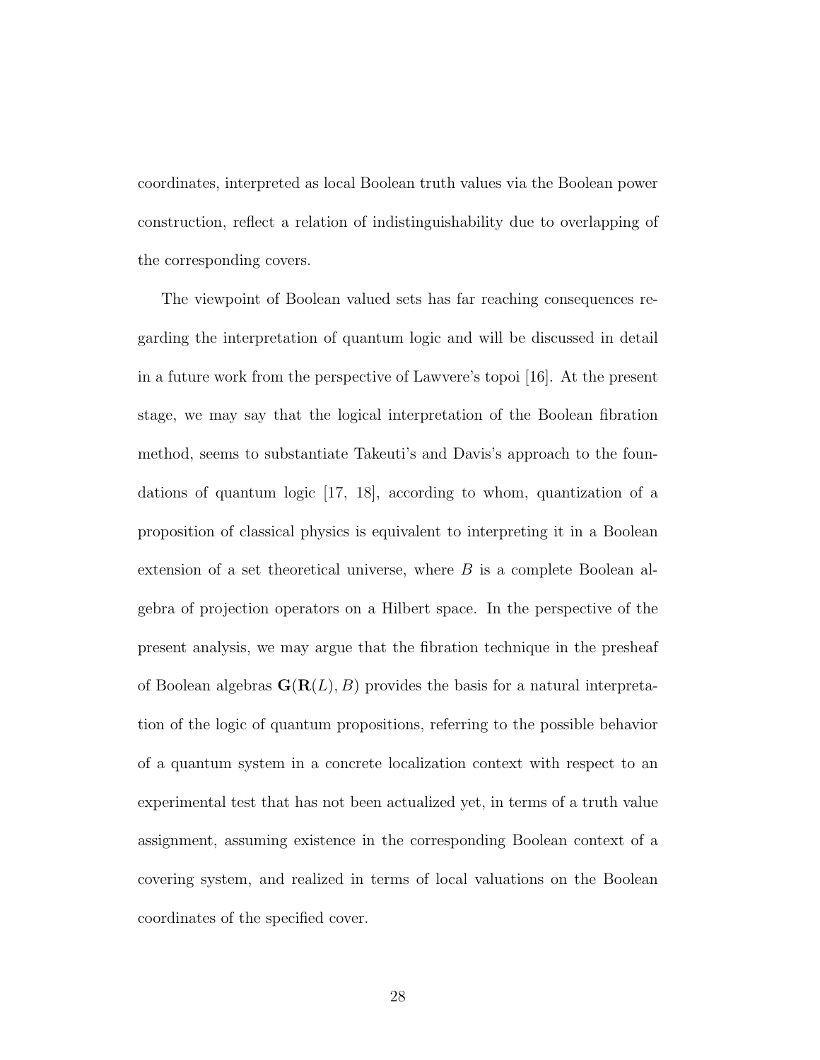coordinates, interpreted as local Boolean truth values via the Boolean power construction, reflect a relation of indistinguishability due to overlapping of the corresponding covers.

The viewpoint of Boolean valued sets has far reaching consequences regarding the interpretation of quantum logic and will be discussed in detail in a future work from the perspective of Lawvere's topoi [16]. At the present stage, we may say that the logical interpretation of the Boolean fibration method, seems to substantiate Takeuti's and Davis's approach to the foundations of quantum logic [17, 18], according to whom, quantization of a proposition of classical physics is equivalent to interpreting it in a Boolean extension of a set theoretical universe, where $B$ is a complete Boolean algebra of projection operators on a Hilbert space. In the perspective of the present analysis, we may argue that the fibration technique in the presheaf of Boolean algebras $\mathbf{G}(\mathbf{R}(L), B)$ provides the basis for a natural interpretation of the logic of quantum propositions, referring to the possible behavior of a quantum system in a concrete localization context with respect to an experimental test that has not been actualized yet, in terms of a truth value assignment, assuming existence in the corresponding Boolean context of a covering system, and realized in terms of local valuations on the Boolean coordinates of the specified cover.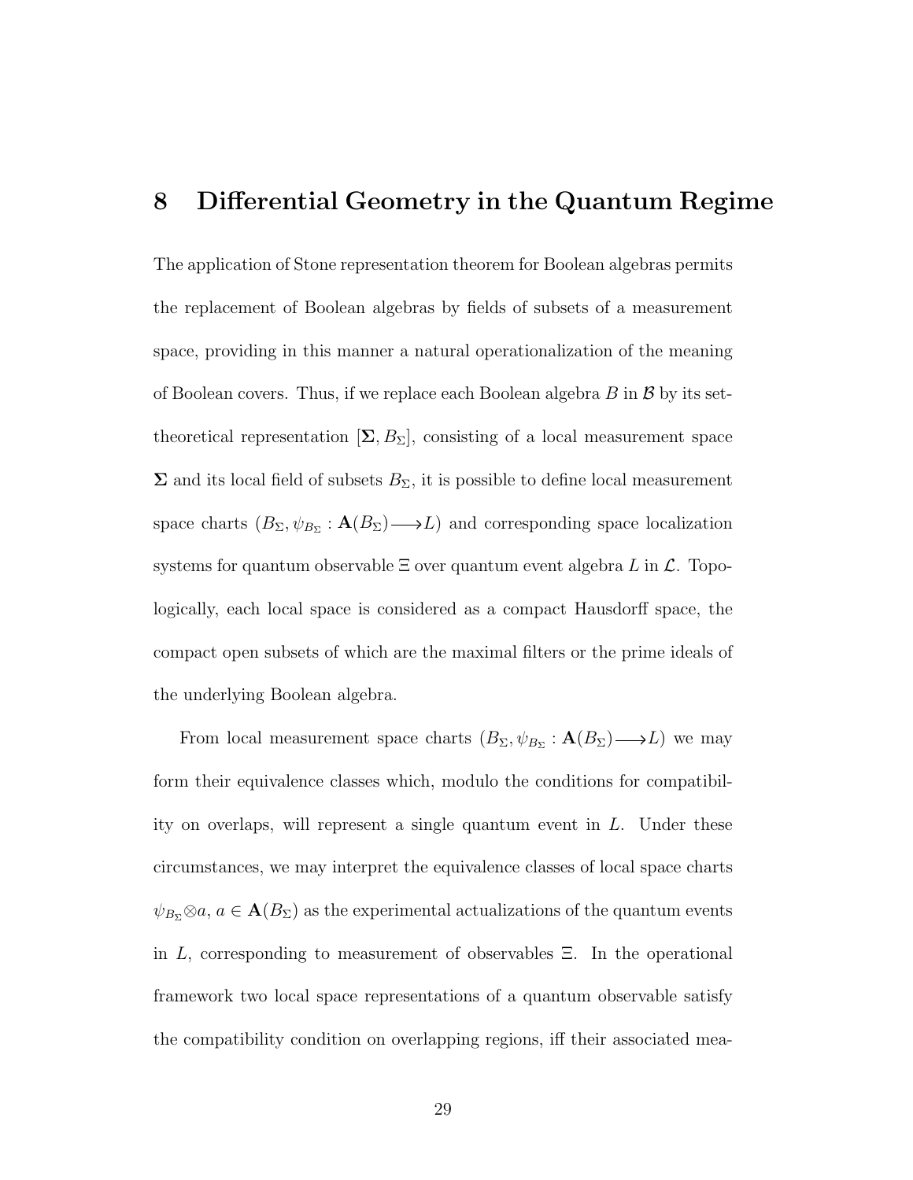# 8 Differential Geometry in the Quantum Regime

The application of Stone representation theorem for Boolean algebras permits the replacement of Boolean algebras by fields of subsets of a measurement space, providing in this manner a natural operationalization of the meaning of Boolean covers. Thus, if we replace each Boolean algebra $B$ in $\mathcal{B}$ by its set-theoretical representation $[\mathbf{\Sigma}, B_\Sigma]$, consisting of a local measurement space $\mathbf{\Sigma}$ and its local field of subsets $B_\Sigma$, it is possible to define local measurement space charts $(B_\Sigma, \psi_{B_\Sigma} : \mathbf{A}(B_\Sigma) \longrightarrow L)$ and corresponding space localization systems for quantum observable $\Xi$ over quantum event algebra $L$ in $\mathcal{L}$. Topologically, each local space is considered as a compact Hausdorff space, the compact open subsets of which are the maximal filters or the prime ideals of the underlying Boolean algebra.

From local measurement space charts $(B_\Sigma, \psi_{B_\Sigma} : \mathbf{A}(B_\Sigma) \longrightarrow L)$ we may form their equivalence classes which, modulo the conditions for compatibility on overlaps, will represent a single quantum event in $L$. Under these circumstances, we may interpret the equivalence classes of local space charts $\psi_{B_\Sigma} \otimes a$, $a \in \mathbf{A}(B_\Sigma)$ as the experimental actualizations of the quantum events in $L$, corresponding to measurement of observables $\Xi$. In the operational framework two local space representations of a quantum observable satisfy the compatibility condition on overlapping regions, iff their associated mea-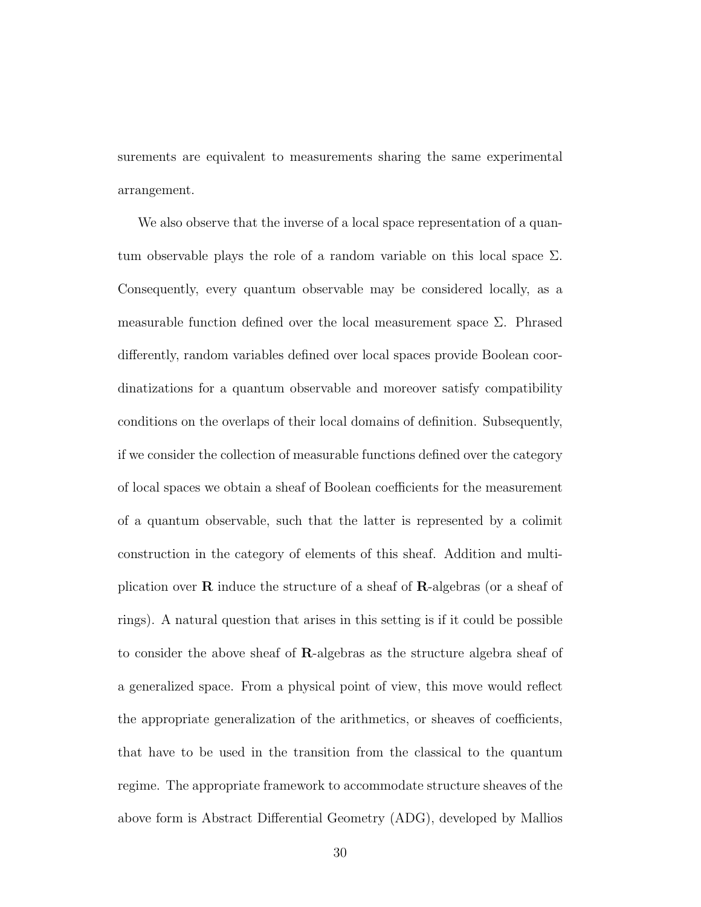surements are equivalent to measurements sharing the same experimental arrangement.

We also observe that the inverse of a local space representation of a quantum observable plays the role of a random variable on this local space $\Sigma$. Consequently, every quantum observable may be considered locally, as a measurable function defined over the local measurement space $\Sigma$. Phrased differently, random variables defined over local spaces provide Boolean coordinatizations for a quantum observable and moreover satisfy compatibility conditions on the overlaps of their local domains of definition. Subsequently, if we consider the collection of measurable functions defined over the category of local spaces we obtain a sheaf of Boolean coefficients for the measurement of a quantum observable, such that the latter is represented by a colimit construction in the category of elements of this sheaf. Addition and multiplication over $\mathbf{R}$ induce the structure of a sheaf of $\mathbf{R}$-algebras (or a sheaf of rings). A natural question that arises in this setting is if it could be possible to consider the above sheaf of $\mathbf{R}$-algebras as the structure algebra sheaf of a generalized space. From a physical point of view, this move would reflect the appropriate generalization of the arithmetics, or sheaves of coefficients, that have to be used in the transition from the classical to the quantum regime. The appropriate framework to accommodate structure sheaves of the above form is Abstract Differential Geometry (ADG), developed by Mallios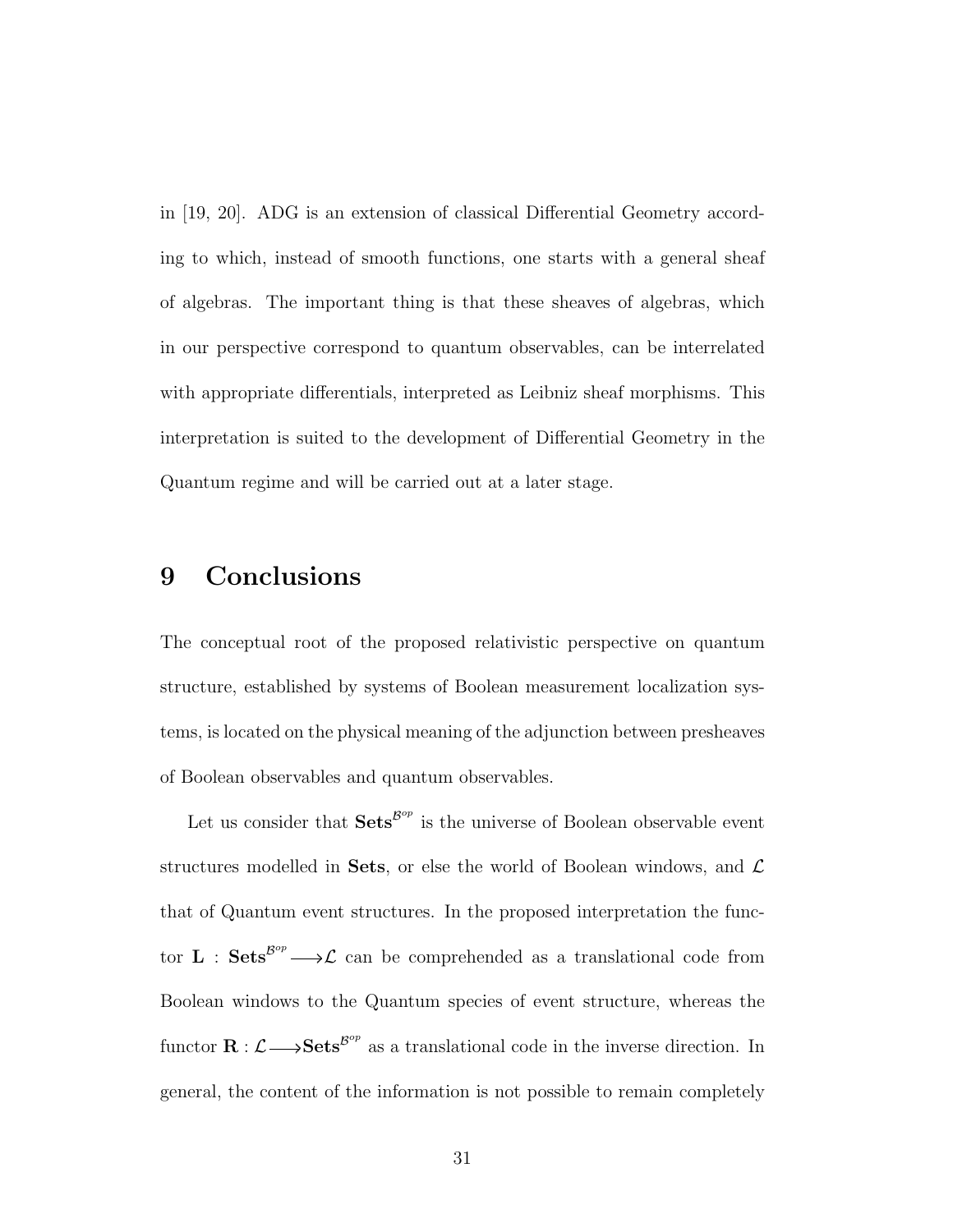in [19, 20]. ADG is an extension of classical Differential Geometry according to which, instead of smooth functions, one starts with a general sheaf of algebras. The important thing is that these sheaves of algebras, which in our perspective correspond to quantum observables, can be interrelated with appropriate differentials, interpreted as Leibniz sheaf morphisms. This interpretation is suited to the development of Differential Geometry in the Quantum regime and will be carried out at a later stage.

# 9 Conclusions

The conceptual root of the proposed relativistic perspective on quantum structure, established by systems of Boolean measurement localization systems, is located on the physical meaning of the adjunction between presheaves of Boolean observables and quantum observables.

Let us consider that $\mathbf{Sets}^{\mathcal{B}^{op}}$ is the universe of Boolean observable event structures modelled in $\mathbf{Sets}$, or else the world of Boolean windows, and $\mathcal{L}$ that of Quantum event structures. In the proposed interpretation the functor $\mathbf{L} : \mathbf{Sets}^{\mathcal{B}^{op}} \longrightarrow \mathcal{L}$ can be comprehended as a translational code from Boolean windows to the Quantum species of event structure, whereas the functor $\mathbf{R} : \mathcal{L} \longrightarrow \mathbf{Sets}^{\mathcal{B}^{op}}$ as a translational code in the inverse direction. In general, the content of the information is not possible to remain completely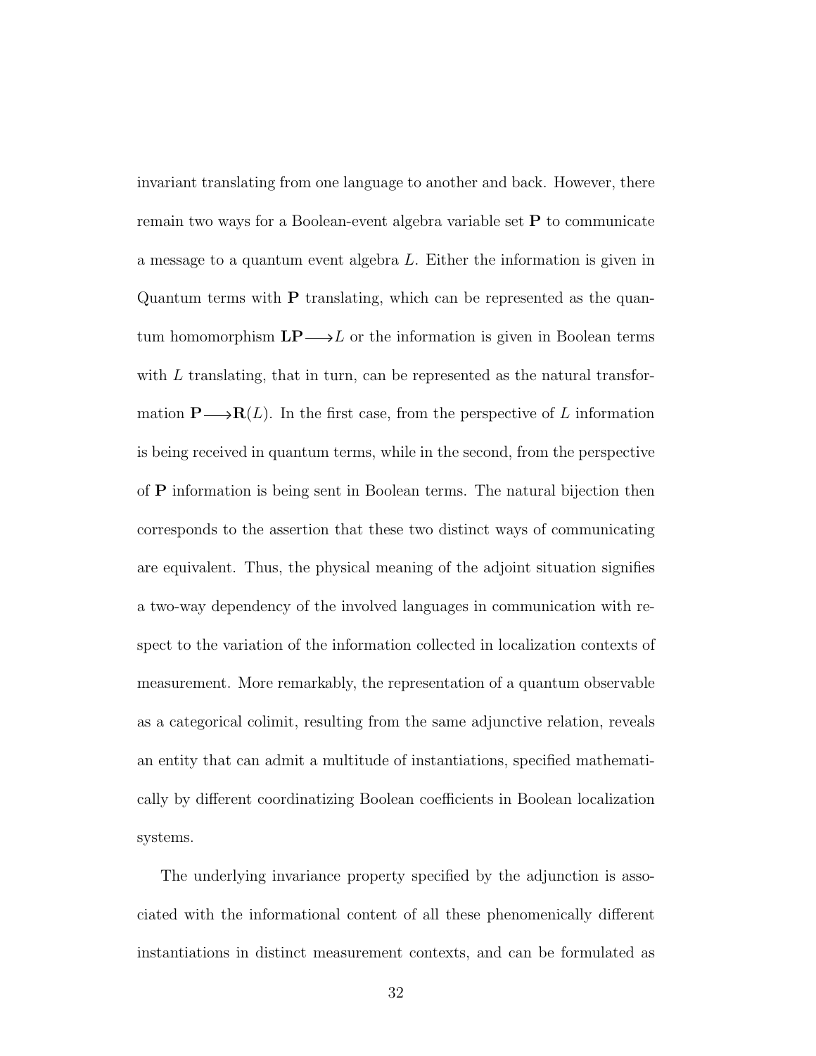invariant translating from one language to another and back. However, there remain two ways for a Boolean-event algebra variable set $\mathbf{P}$ to communicate a message to a quantum event algebra $L$. Either the information is given in Quantum terms with $\mathbf{P}$ translating, which can be represented as the quantum homomorphism $\mathbf{LP} \longrightarrow L$ or the information is given in Boolean terms with $L$ translating, that in turn, can be represented as the natural transformation $\mathbf{P} \longrightarrow \mathbf{R}(L)$. In the first case, from the perspective of $L$ information is being received in quantum terms, while in the second, from the perspective of $\mathbf{P}$ information is being sent in Boolean terms. The natural bijection then corresponds to the assertion that these two distinct ways of communicating are equivalent. Thus, the physical meaning of the adjoint situation signifies a two-way dependency of the involved languages in communication with respect to the variation of the information collected in localization contexts of measurement. More remarkably, the representation of a quantum observable as a categorical colimit, resulting from the same adjunctive relation, reveals an entity that can admit a multitude of instantiations, specified mathematically by different coordinatizing Boolean coefficients in Boolean localization systems.

The underlying invariance property specified by the adjunction is associated with the informational content of all these phenomenically different instantiations in distinct measurement contexts, and can be formulated as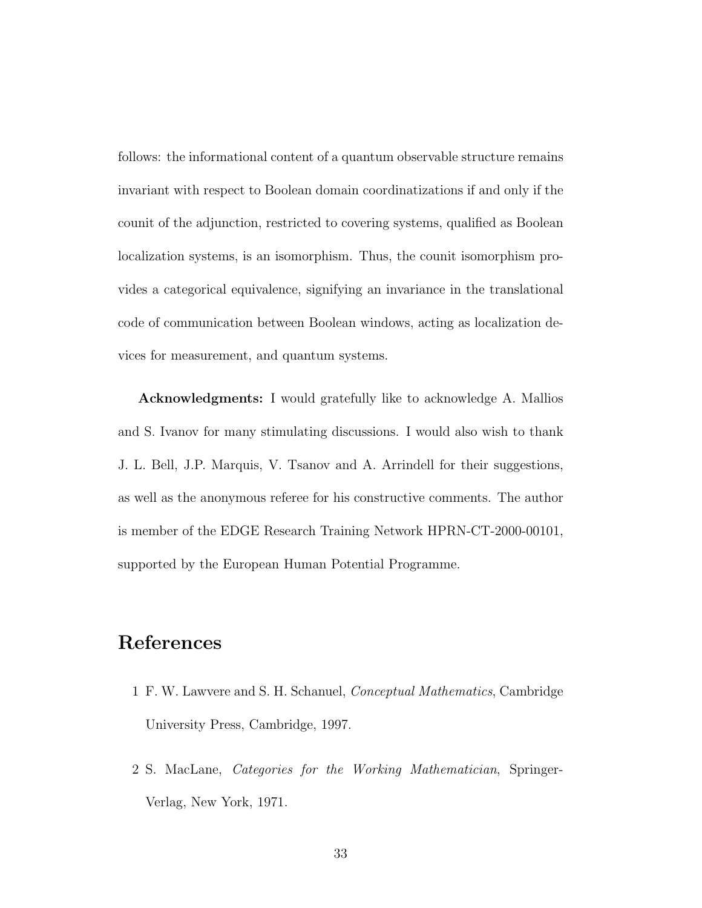follows: the informational content of a quantum observable structure remains invariant with respect to Boolean domain coordinatizations if and only if the counit of the adjunction, restricted to covering systems, qualified as Boolean localization systems, is an isomorphism. Thus, the counit isomorphism provides a categorical equivalence, signifying an invariance in the translational code of communication between Boolean windows, acting as localization devices for measurement, and quantum systems.

**Acknowledgments:** I would gratefully like to acknowledge A. Mallios and S. Ivanov for many stimulating discussions. I would also wish to thank J. L. Bell, J.P. Marquis, V. Tsanov and A. Arrindell for their suggestions, as well as the anonymous referee for his constructive comments. The author is member of the EDGE Research Training Network HPRN-CT-2000-00101, supported by the European Human Potential Programme.

# References

1 F. W. Lawvere and S. H. Schanuel, *Conceptual Mathematics*, Cambridge University Press, Cambridge, 1997.

2 S. MacLane, *Categories for the Working Mathematician*, Springer-Verlag, New York, 1971.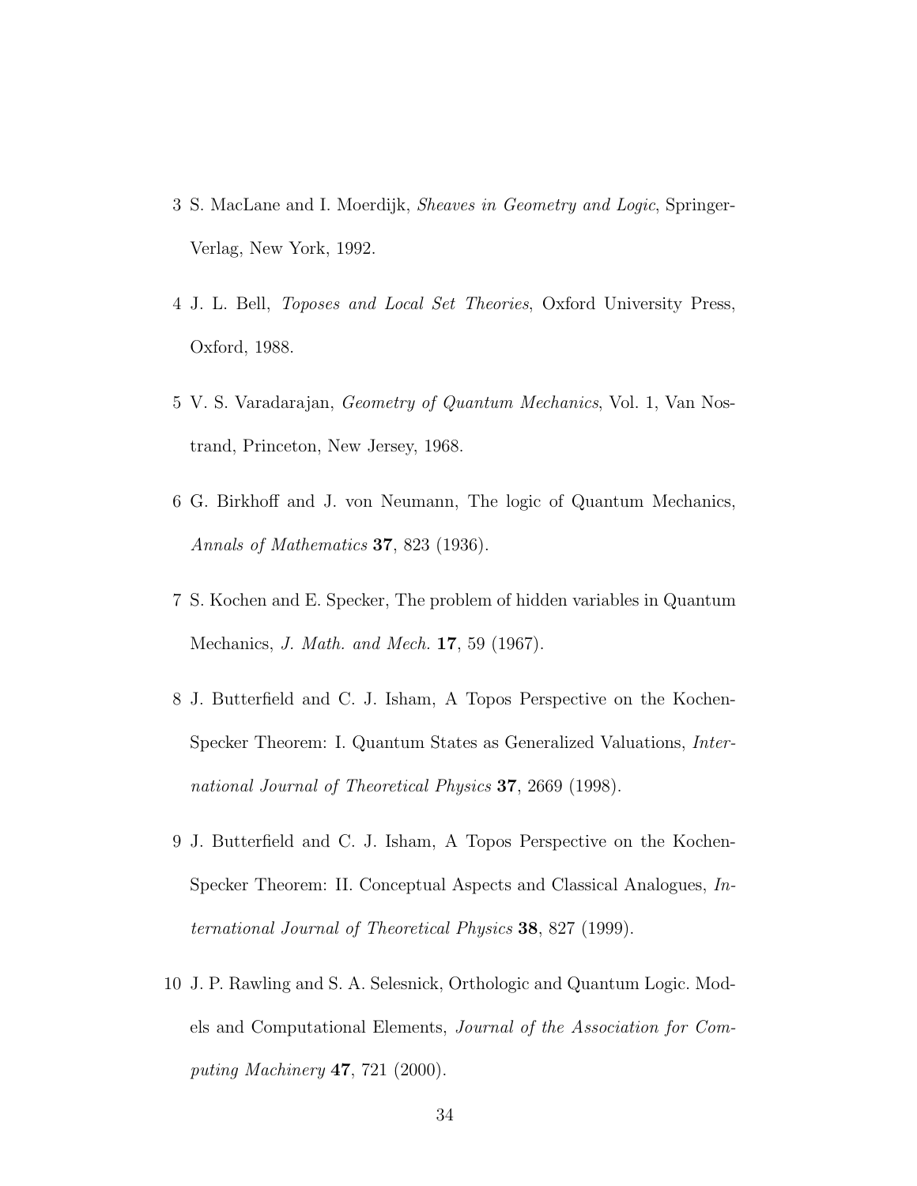3 S. MacLane and I. Moerdijk, *Sheaves in Geometry and Logic*, Springer-Verlag, New York, 1992.

4 J. L. Bell, *Toposes and Local Set Theories*, Oxford University Press, Oxford, 1988.

5 V. S. Varadarajan, *Geometry of Quantum Mechanics*, Vol. 1, Van Nostrand, Princeton, New Jersey, 1968.

6 G. Birkhoff and J. von Neumann, The logic of Quantum Mechanics, *Annals of Mathematics* **37**, 823 (1936).

7 S. Kochen and E. Specker, The problem of hidden variables in Quantum Mechanics, *J. Math. and Mech.* **17**, 59 (1967).

8 J. Butterfield and C. J. Isham, A Topos Perspective on the Kochen-Specker Theorem: I. Quantum States as Generalized Valuations, *International Journal of Theoretical Physics* **37**, 2669 (1998).

9 J. Butterfield and C. J. Isham, A Topos Perspective on the Kochen-Specker Theorem: II. Conceptual Aspects and Classical Analogues, *International Journal of Theoretical Physics* **38**, 827 (1999).

10 J. P. Rawling and S. A. Selesnick, Orthologic and Quantum Logic. Models and Computational Elements, *Journal of the Association for Computing Machinery* **47**, 721 (2000).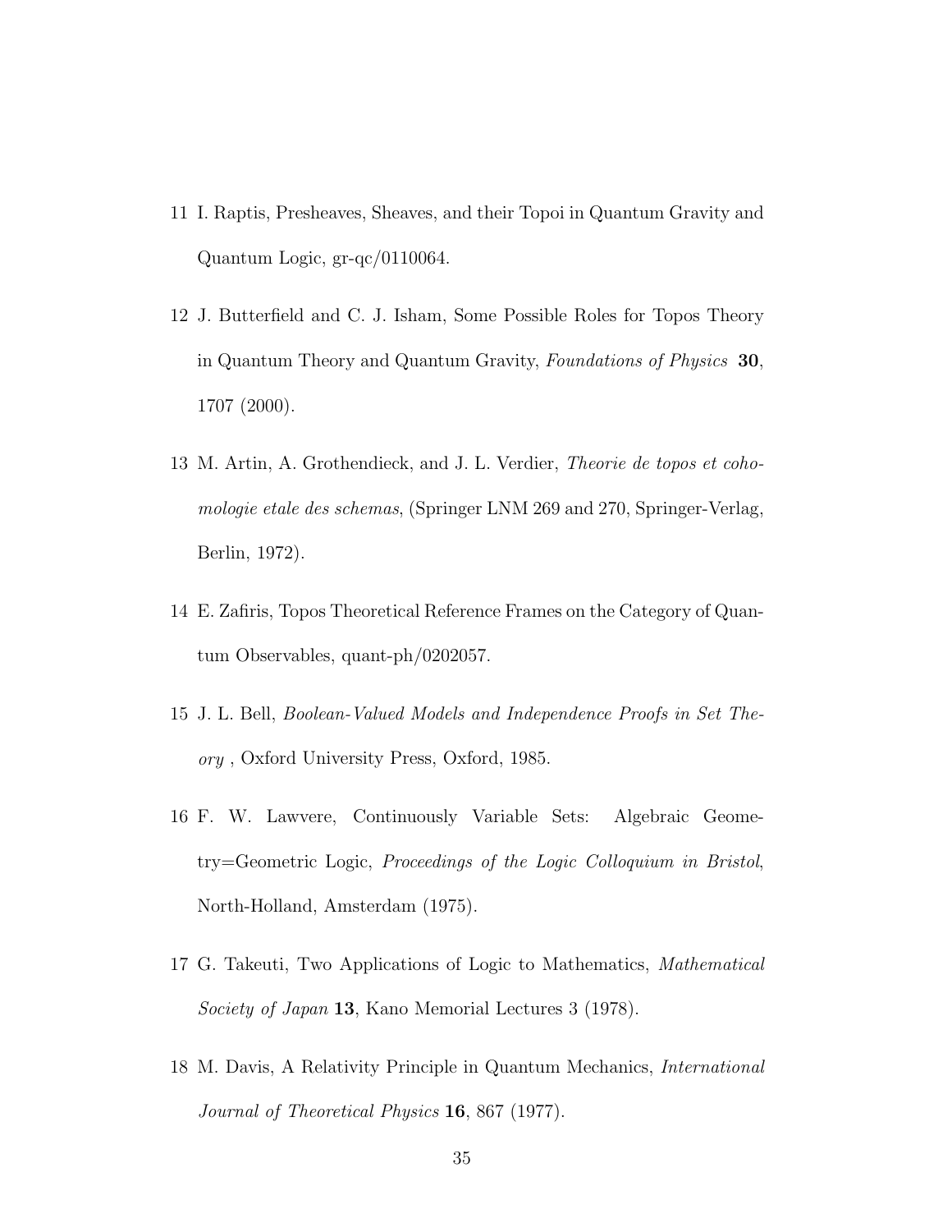11 I. Raptis, Presheaves, Sheaves, and their Topoi in Quantum Gravity and Quantum Logic, gr-qc/0110064.

12 J. Butterfield and C. J. Isham, Some Possible Roles for Topos Theory in Quantum Theory and Quantum Gravity, *Foundations of Physics* **30**, 1707 (2000).

13 M. Artin, A. Grothendieck, and J. L. Verdier, *Theorie de topos et cohomologie etale des schemas*, (Springer LNM 269 and 270, Springer-Verlag, Berlin, 1972).

14 E. Zafiris, Topos Theoretical Reference Frames on the Category of Quantum Observables, quant-ph/0202057.

15 J. L. Bell, *Boolean-Valued Models and Independence Proofs in Set Theory* , Oxford University Press, Oxford, 1985.

16 F. W. Lawvere, Continuously Variable Sets: Algebraic Geometry=Geometric Logic, *Proceedings of the Logic Colloquium in Bristol*, North-Holland, Amsterdam (1975).

17 G. Takeuti, Two Applications of Logic to Mathematics, *Mathematical Society of Japan* **13**, Kano Memorial Lectures 3 (1978).

18 M. Davis, A Relativity Principle in Quantum Mechanics, *International Journal of Theoretical Physics* **16**, 867 (1977).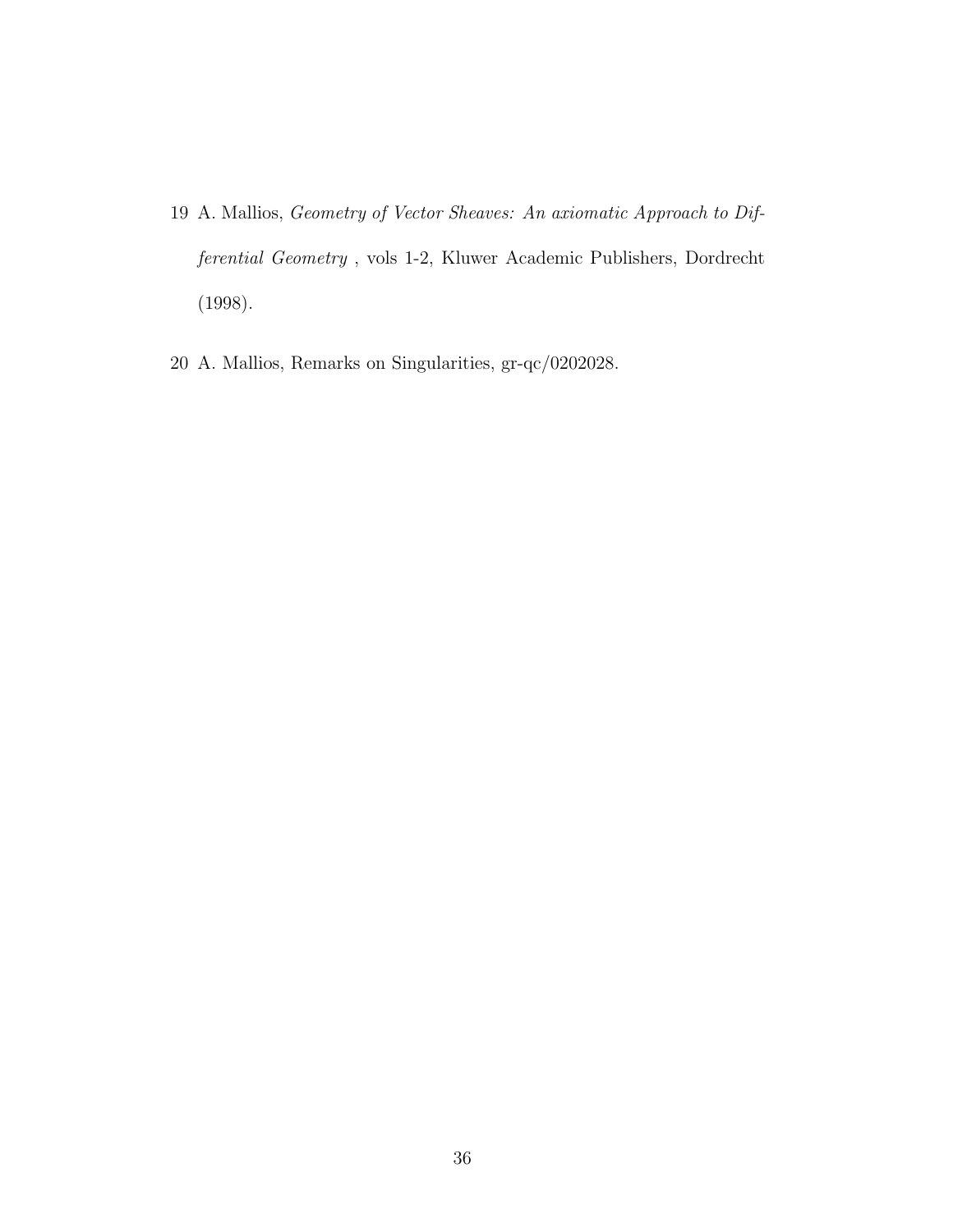19 A. Mallios, *Geometry of Vector Sheaves: An axiomatic Approach to Differential Geometry* , vols 1-2, Kluwer Academic Publishers, Dordrecht (1998).

20 A. Mallios, Remarks on Singularities, gr-qc/0202028.